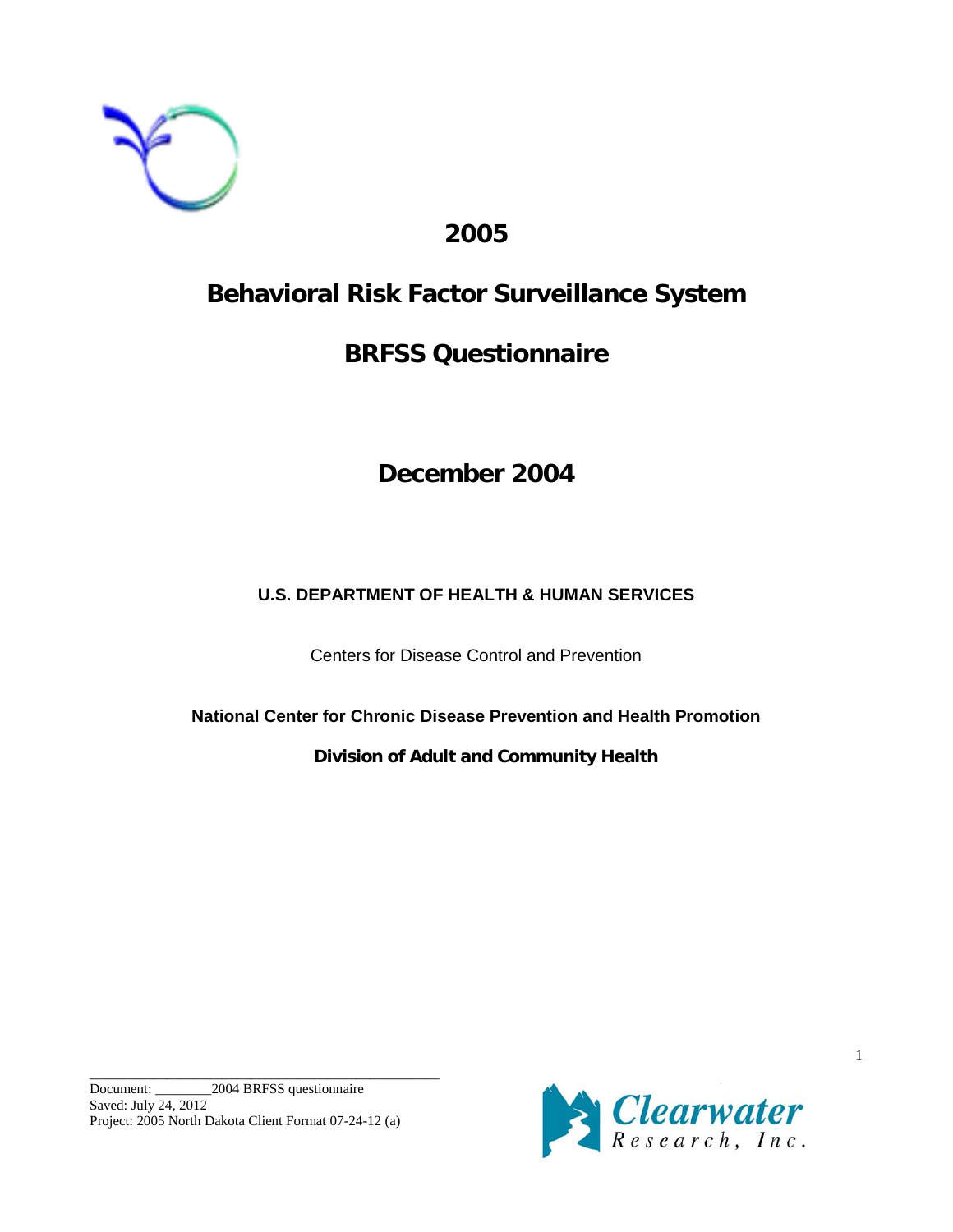# 2005

# Behavioral Risk Factor Surveillance System

# BRFSS Questionnaire

## December 2004

**U.S. DEPARTMENT OF HEALTH & HUMAN SERVICES**

Centers for Disease Control and Prevention

**National Center for Chronic Disease Prevention and Health Promotion**

**Division of Adult and Community Health**

Document: ________2004 BRFSS questionnaire
Saved: July 24, 2012
Project: 2005 North Dakota Client Format 07-24-12 (a)

Clearwater Research, Inc.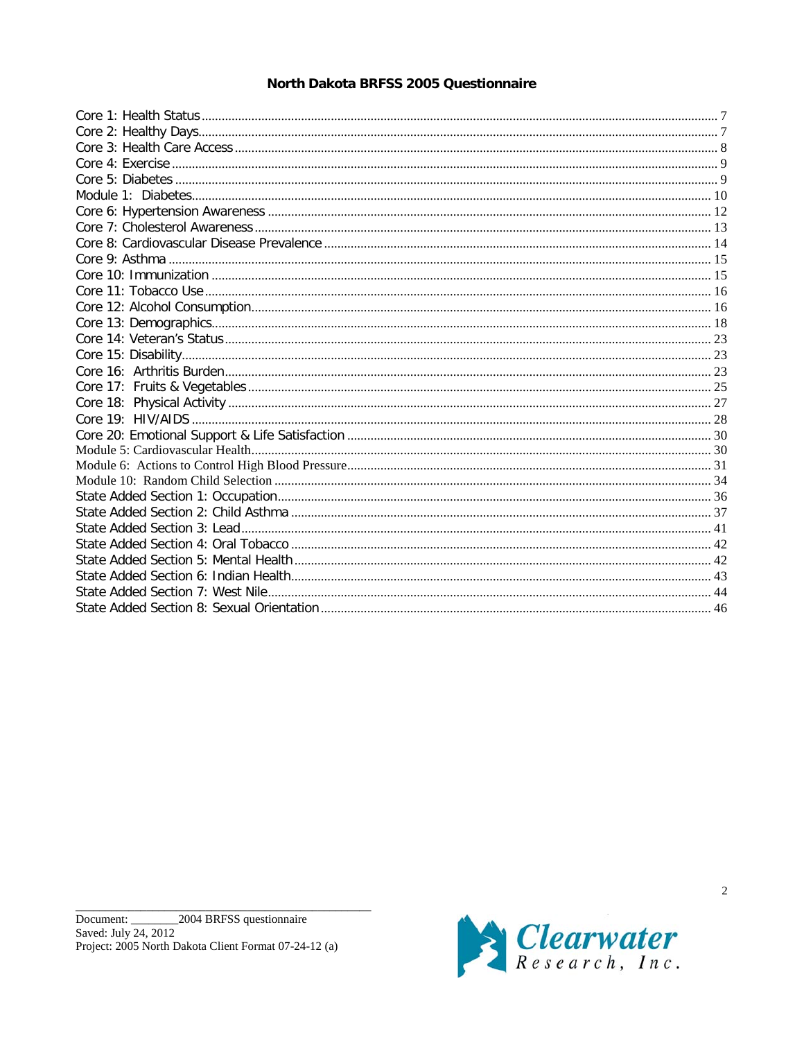# North Dakota BRFSS 2005 Questionnaire

| Section | Page |
|---|---|
| Core 1: Health Status | 7 |
| Core 2: Healthy Days | 7 |
| Core 3: Health Care Access | 8 |
| Core 4: Exercise | 9 |
| Core 5: Diabetes | 9 |
| Module 1: Diabetes | 10 |
| Core 6: Hypertension Awareness | 12 |
| Core 7: Cholesterol Awareness | 13 |
| Core 8: Cardiovascular Disease Prevalence | 14 |
| Core 9: Asthma | 15 |
| Core 10: Immunization | 15 |
| Core 11: Tobacco Use | 16 |
| Core 12: Alcohol Consumption | 16 |
| Core 13: Demographics | 18 |
| Core 14: Veteran's Status | 23 |
| Core 15: Disability | 23 |
| Core 16: Arthritis Burden | 23 |
| Core 17: Fruits & Vegetables | 25 |
| Core 18: Physical Activity | 27 |
| Core 19: HIV/AIDS | 28 |
| Core 20: Emotional Support & Life Satisfaction | 30 |
| Module 5: Cardiovascular Health | 30 |
| Module 6: Actions to Control High Blood Pressure | 31 |
| Module 10: Random Child Selection | 34 |
| State Added Section 1: Occupation | 36 |
| State Added Section 2: Child Asthma | 37 |
| State Added Section 3: Lead | 41 |
| State Added Section 4: Oral Tobacco | 42 |
| State Added Section 5: Mental Health | 42 |
| State Added Section 6: Indian Health | 43 |
| State Added Section 7: West Nile | 44 |
| State Added Section 8: Sexual Orientation | 46 |

Document: ________2004 BRFSS questionnaire
Saved: July 24, 2012
Project: 2005 North Dakota Client Format 07-24-12 (a)

Clearwater Research, Inc.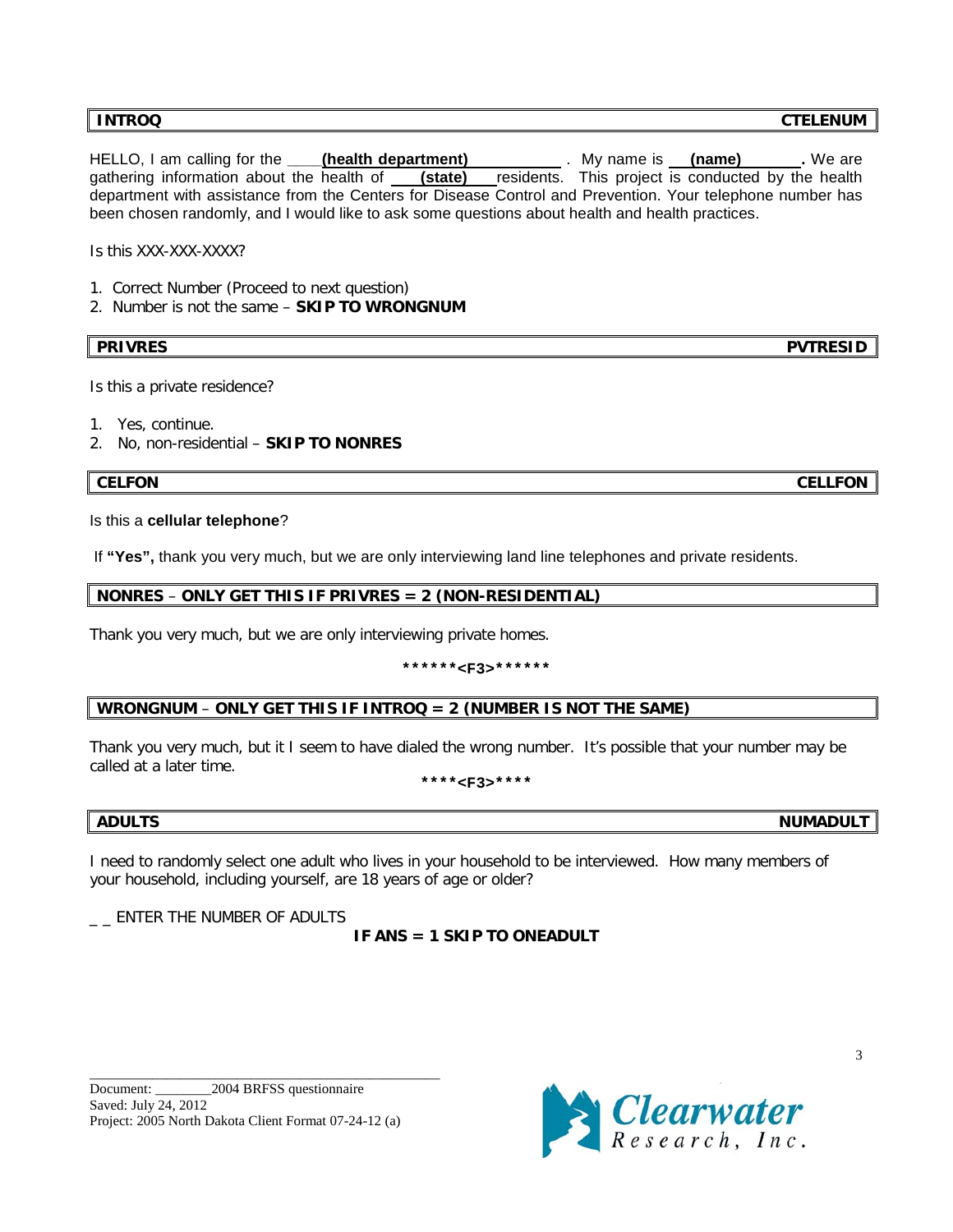| **INTROQ** | **CTELENUM** |
|---|---|

HELLO, I am calling for the ____**(health department)**__________ . My name is __**(name)**______**.** We are gathering information about the health of ___**(state)**___ residents. This project is conducted by the health department with assistance from the Centers for Disease Control and Prevention. Your telephone number has been chosen randomly, and I would like to ask some questions about health and health practices.

Is this XXX-XXX-XXXX?

1. Correct Number (Proceed to next question)
2. Number is not the same – **SKIP TO WRONGNUM**

| **PRIVRES** | **PVTRESID** |
|---|---|

Is this a private residence?

1. Yes, continue.
2. No, non-residential – **SKIP TO NONRES**

| **CELFON** | **CELLFON** |
|---|---|

Is this a **cellular telephone**?

If **"Yes",** thank you very much, but we are only interviewing land line telephones and private residents.

**NONRES – ONLY GET THIS IF PRIVRES = 2 (NON-RESIDENTIAL)**

Thank you very much, but we are only interviewing private homes.

**\*\*\*\*\*\*<F3>\*\*\*\*\*\***

**WRONGNUM – ONLY GET THIS IF INTROQ = 2 (NUMBER IS NOT THE SAME)**

Thank you very much, but it I seem to have dialed the wrong number. It's possible that your number may be called at a later time.

**\*\*\*\*<F3>\*\*\*\***

| **ADULTS** | **NUMADULT** |
|---|---|

I need to randomly select one adult who lives in your household to be interviewed. How many members of your household, including yourself, are 18 years of age or older?

_ _ ENTER THE NUMBER OF ADULTS

**IF ANS = 1 SKIP TO ONEADULT**

Document: ________2004 BRFSS questionnaire
Saved: July 24, 2012
Project: 2005 North Dakota Client Format 07-24-12 (a)

Clearwater Research, Inc.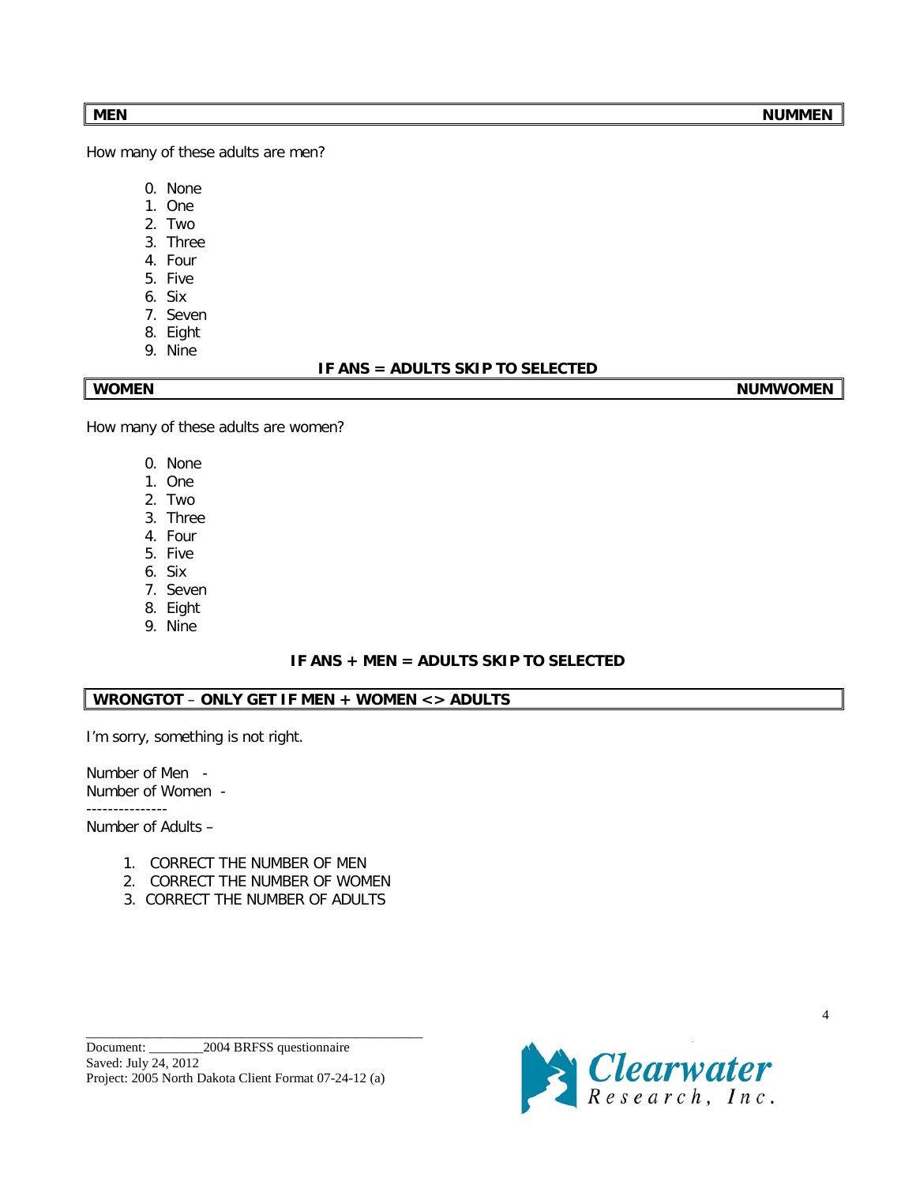**MEN** **NUMMEN**

How many of these adults are men?

0. None
1. One
2. Two
3. Three
4. Four
5. Five
6. Six
7. Seven
8. Eight
9. Nine

**IF ANS = ADULTS SKIP TO SELECTED**

**WOMEN** **NUMWOMEN**

How many of these adults are women?

0. None
1. One
2. Two
3. Three
4. Four
5. Five
6. Six
7. Seven
8. Eight
9. Nine

**IF ANS + MEN = ADULTS SKIP TO SELECTED**

**WRONGTOT – ONLY GET IF MEN + WOMEN <> ADULTS**

I'm sorry, something is not right.

Number of Men -
Number of Women -
---------------
Number of Adults –

1. CORRECT THE NUMBER OF MEN
2. CORRECT THE NUMBER OF WOMEN
3. CORRECT THE NUMBER OF ADULTS

Document: ________2004 BRFSS questionnaire
Saved: July 24, 2012
Project: 2005 North Dakota Client Format 07-24-12 (a)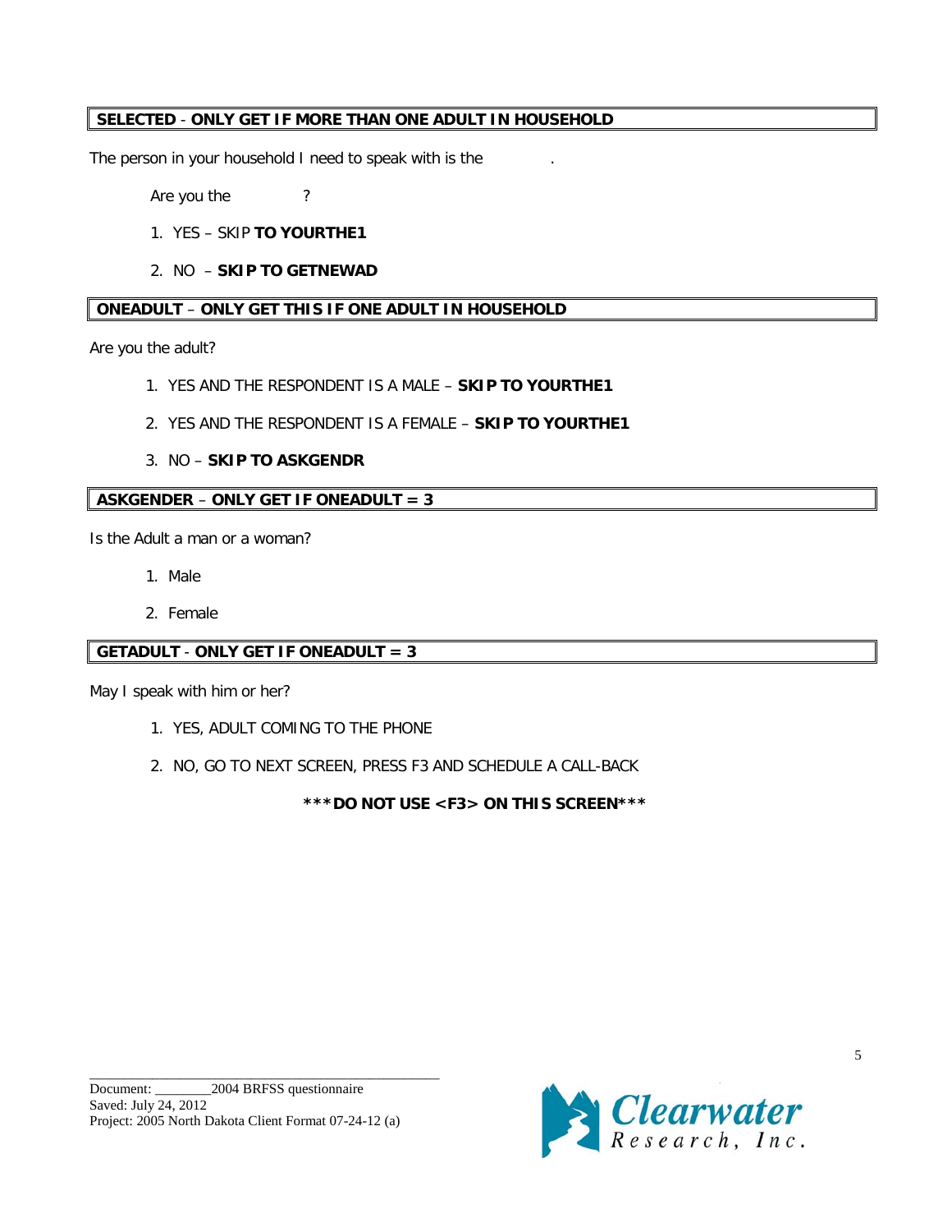**SELECTED** - **ONLY GET IF MORE THAN ONE ADULT IN HOUSEHOLD**

The person in your household I need to speak with is the .

Are you the ?

1. YES – SKIP **TO YOURTHE1**
2. NO – **SKIP TO GETNEWAD**

**ONEADULT** – **ONLY GET THIS IF ONE ADULT IN HOUSEHOLD**

Are you the adult?

1. YES AND THE RESPONDENT IS A MALE – **SKIP TO YOURTHE1**
2. YES AND THE RESPONDENT IS A FEMALE – **SKIP TO YOURTHE1**
3. NO – **SKIP TO ASKGENDR**

**ASKGENDER** – **ONLY GET IF ONEADULT = 3**

Is the Adult a man or a woman?

1. Male
2. Female

**GETADULT** - **ONLY GET IF ONEADULT = 3**

May I speak with him or her?

1. YES, ADULT COMING TO THE PHONE
2. NO, GO TO NEXT SCREEN, PRESS F3 AND SCHEDULE A CALL-BACK

**\*\*\*DO NOT USE <F3> ON THIS SCREEN\*\*\***

Document: ________2004 BRFSS questionnaire
Saved: July 24, 2012
Project: 2005 North Dakota Client Format 07-24-12 (a)

Clearwater Research, Inc.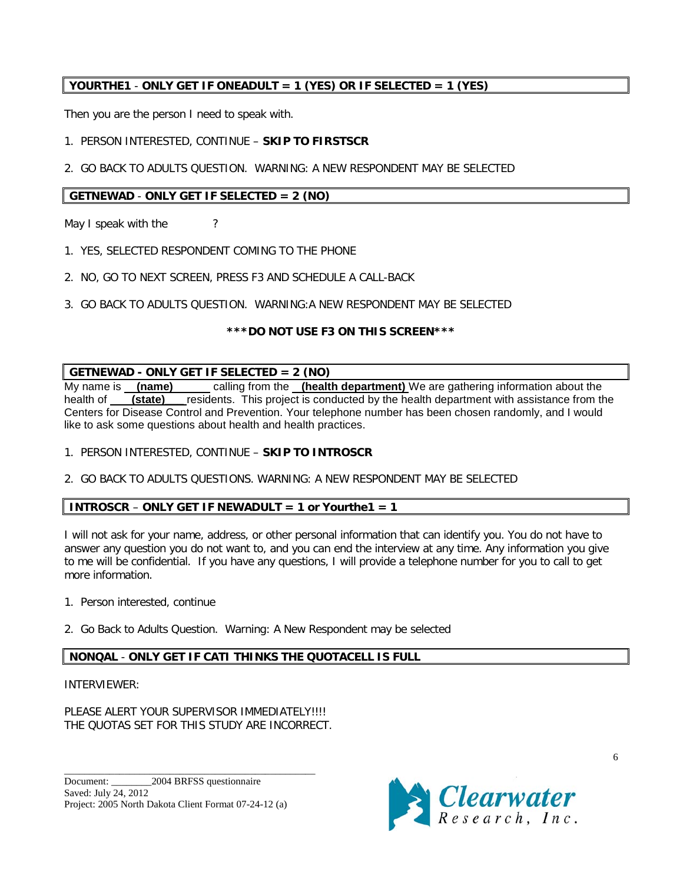**YOURTHE1 - ONLY GET IF ONEADULT = 1 (YES) OR IF SELECTED = 1 (YES)**

Then you are the person I need to speak with.

1. PERSON INTERESTED, CONTINUE – **SKIP TO FIRSTSCR**
2. GO BACK TO ADULTS QUESTION. WARNING: A NEW RESPONDENT MAY BE SELECTED

**GETNEWAD - ONLY GET IF SELECTED = 2 (NO)**

May I speak with the ?

1. YES, SELECTED RESPONDENT COMING TO THE PHONE
2. NO, GO TO NEXT SCREEN, PRESS F3 AND SCHEDULE A CALL-BACK
3. GO BACK TO ADULTS QUESTION. WARNING:A NEW RESPONDENT MAY BE SELECTED

**\*\*\*DO NOT USE F3 ON THIS SCREEN\*\*\***

**GETNEWAD - ONLY GET IF SELECTED = 2 (NO)**

My name is **(name)** calling from the **(health department)** We are gathering information about the health of **(state)** residents. This project is conducted by the health department with assistance from the Centers for Disease Control and Prevention. Your telephone number has been chosen randomly, and I would like to ask some questions about health and health practices.

1. PERSON INTERESTED, CONTINUE – **SKIP TO INTROSCR**
2. GO BACK TO ADULTS QUESTIONS. WARNING: A NEW RESPONDENT MAY BE SELECTED

**INTROSCR – ONLY GET IF NEWADULT = 1 or Yourthe1 = 1**

I will not ask for your name, address, or other personal information that can identify you. You do not have to answer any question you do not want to, and you can end the interview at any time. Any information you give to me will be confidential. If you have any questions, I will provide a telephone number for you to call to get more information.

1. Person interested, continue
2. Go Back to Adults Question. Warning: A New Respondent may be selected

**NONQAL - ONLY GET IF CATI THINKS THE QUOTACELL IS FULL**

INTERVIEWER:

PLEASE ALERT YOUR SUPERVISOR IMMEDIATELY!!!!
THE QUOTAS SET FOR THIS STUDY ARE INCORRECT.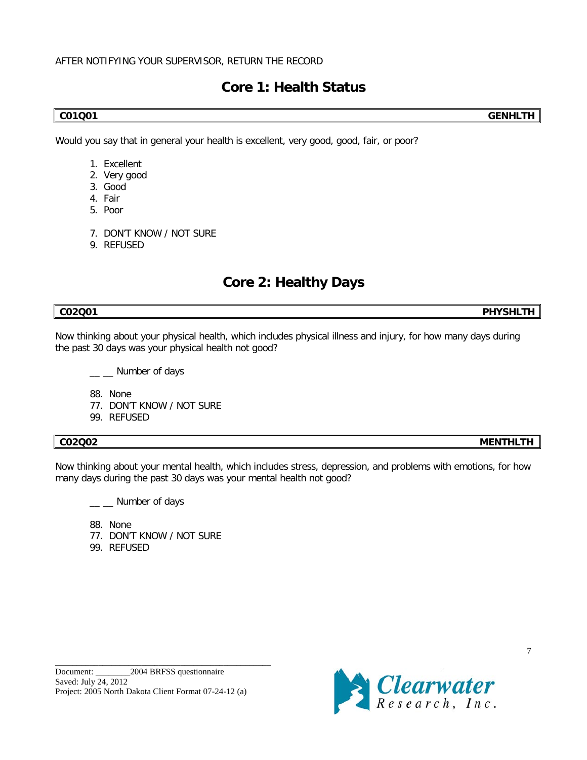AFTER NOTIFYING YOUR SUPERVISOR, RETURN THE RECORD

# Core 1: Health Status

| C01Q01 | GENHLTH |
|---|---|

Would you say that in general your health is excellent, very good, good, fair, or poor?

1. Excellent
2. Very good
3. Good
4. Fair
5. Poor

7. DON'T KNOW / NOT SURE
9. REFUSED

# Core 2: Healthy Days

| C02Q01 | PHYSHLTH |
|---|---|

Now thinking about your physical health, which includes physical illness and injury, for how many days during the past 30 days was your physical health not good?

__ __ Number of days

88. None
77. DON'T KNOW / NOT SURE
99. REFUSED

| C02Q02 | MENTHLTH |
|---|---|

Now thinking about your mental health, which includes stress, depression, and problems with emotions, for how many days during the past 30 days was your mental health not good?

__ __ Number of days

88. None
77. DON'T KNOW / NOT SURE
99. REFUSED

Document: ________2004 BRFSS questionnaire
Saved: July 24, 2012
Project: 2005 North Dakota Client Format 07-24-12 (a)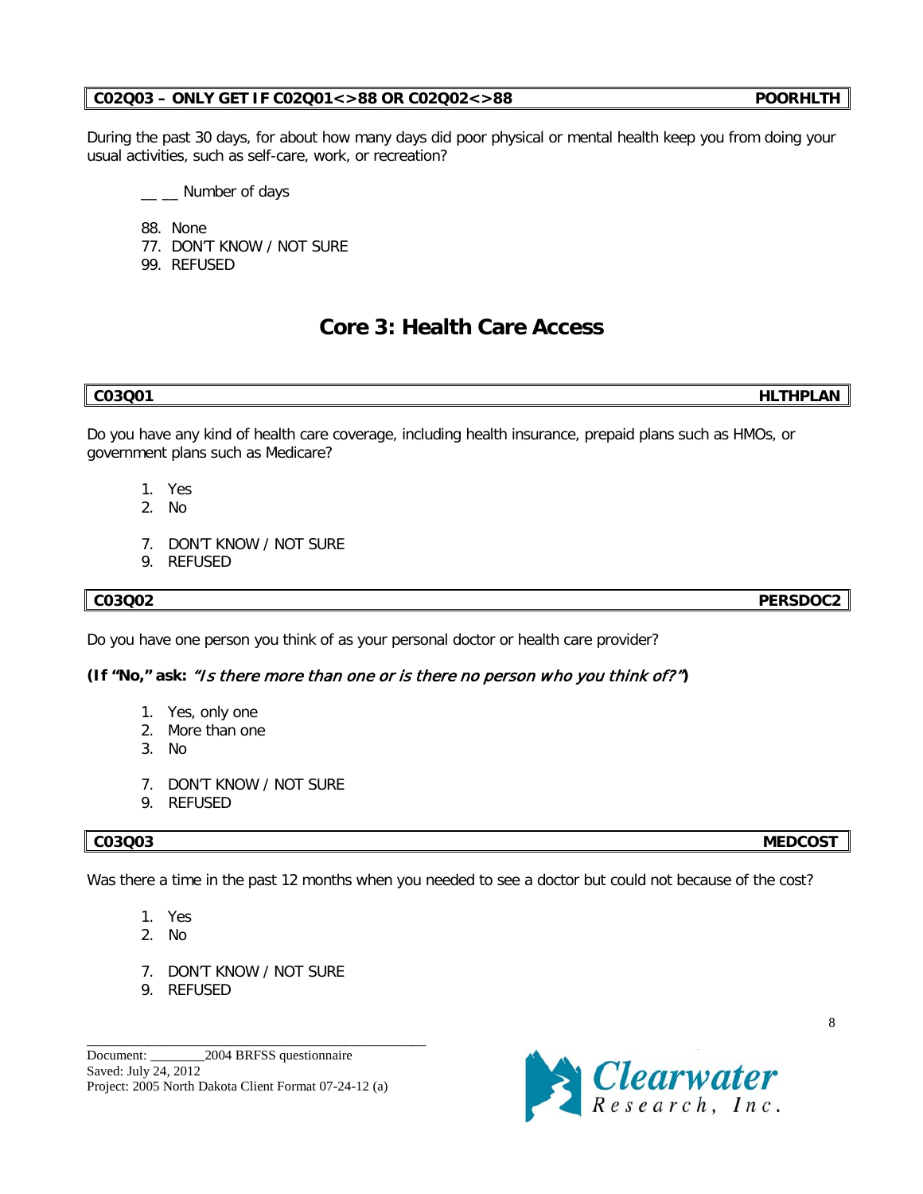| C02Q03 – ONLY GET IF C02Q01<>88 OR C02Q02<>88 | POORHLTH |
|---|---|

During the past 30 days, for about how many days did poor physical or mental health keep you from doing your usual activities, such as self-care, work, or recreation?

__ __ Number of days

88. None
77. DON'T KNOW / NOT SURE
99. REFUSED

# Core 3: Health Care Access

| C03Q01 | HLTHPLAN |
|---|---|

Do you have any kind of health care coverage, including health insurance, prepaid plans such as HMOs, or government plans such as Medicare?

1. Yes
2. No

7. DON'T KNOW / NOT SURE
9. REFUSED

| C03Q02 | PERSDOC2 |
|---|---|

Do you have one person you think of as your personal doctor or health care provider?

**(If "No," ask:** ***"Is there more than one or is there no person who you think of?"*****)**

1. Yes, only one
2. More than one
3. No

7. DON'T KNOW / NOT SURE
9. REFUSED

| C03Q03 | MEDCOST |
|---|---|

Was there a time in the past 12 months when you needed to see a doctor but could not because of the cost?

1. Yes
2. No

7. DON'T KNOW / NOT SURE
9. REFUSED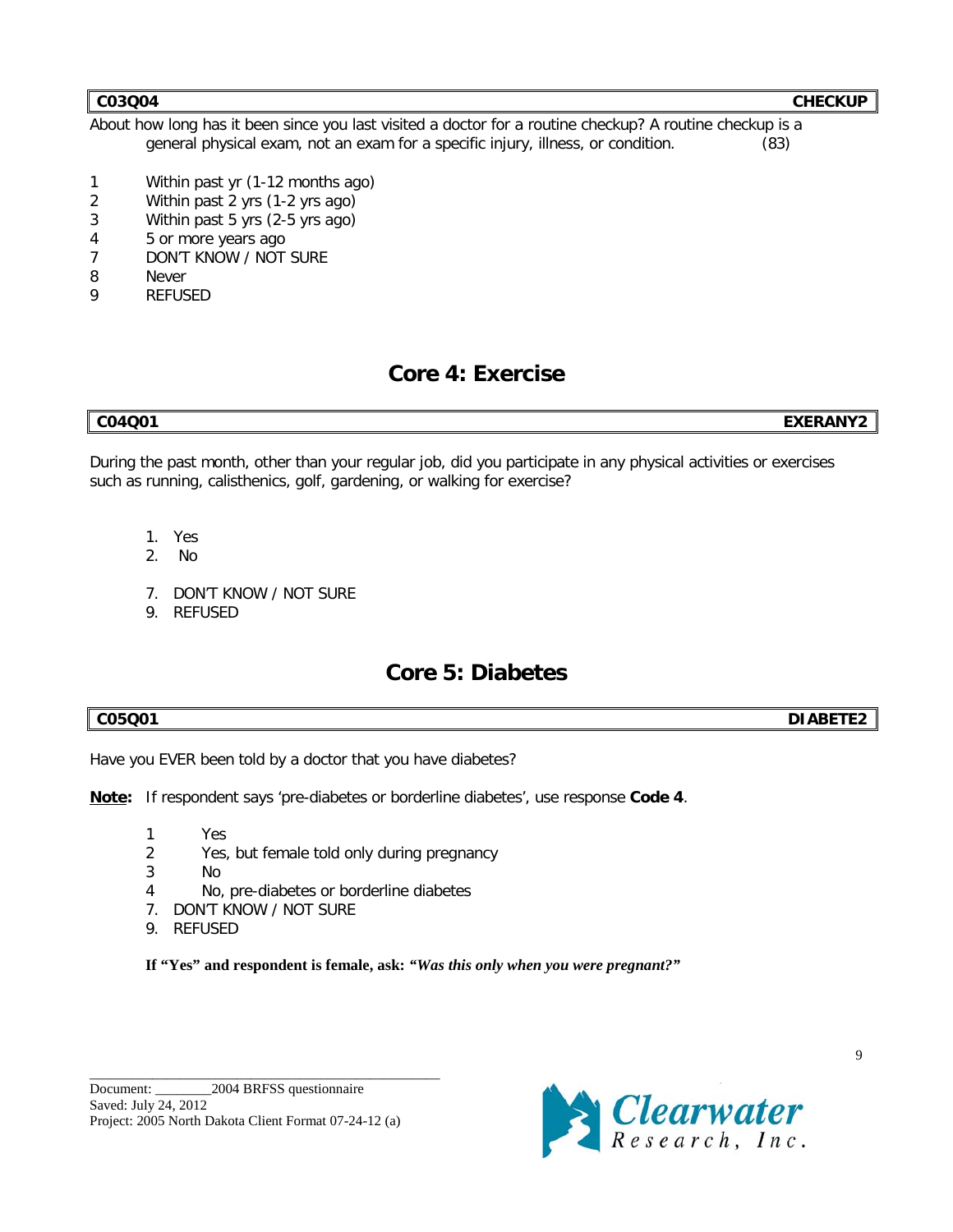| C03Q04 | CHECKUP |
| --- | --- |

About how long has it been since you last visited a doctor for a routine checkup? A routine checkup is a general physical exam, not an exam for a specific injury, illness, or condition. (83)

1 Within past yr (1-12 months ago)
2 Within past 2 yrs (1-2 yrs ago)
3 Within past 5 yrs (2-5 yrs ago)
4 5 or more years ago
7 DON'T KNOW / NOT SURE
8 Never
9 REFUSED

## Core 4: Exercise

| C04Q01 | EXERANY2 |
| --- | --- |

During the past month, other than your regular job, did you participate in any physical activities or exercises such as running, calisthenics, golf, gardening, or walking for exercise?

1. Yes
2. No

7. DON'T KNOW / NOT SURE
9. REFUSED

## Core 5: Diabetes

| C05Q01 | DIABETE2 |
| --- | --- |

Have you EVER been told by a doctor that you have diabetes?

**Note:** If respondent says 'pre-diabetes or borderline diabetes', use response **Code 4**.

1 Yes
2 Yes, but female told only during pregnancy
3 No
4 No, pre-diabetes or borderline diabetes
7. DON'T KNOW / NOT SURE
9. REFUSED

**If "Yes" and respondent is female, ask:** ***"Was this only when you were pregnant?"***

Document: ________2004 BRFSS questionnaire
Saved: July 24, 2012
Project: 2005 North Dakota Client Format 07-24-12 (a)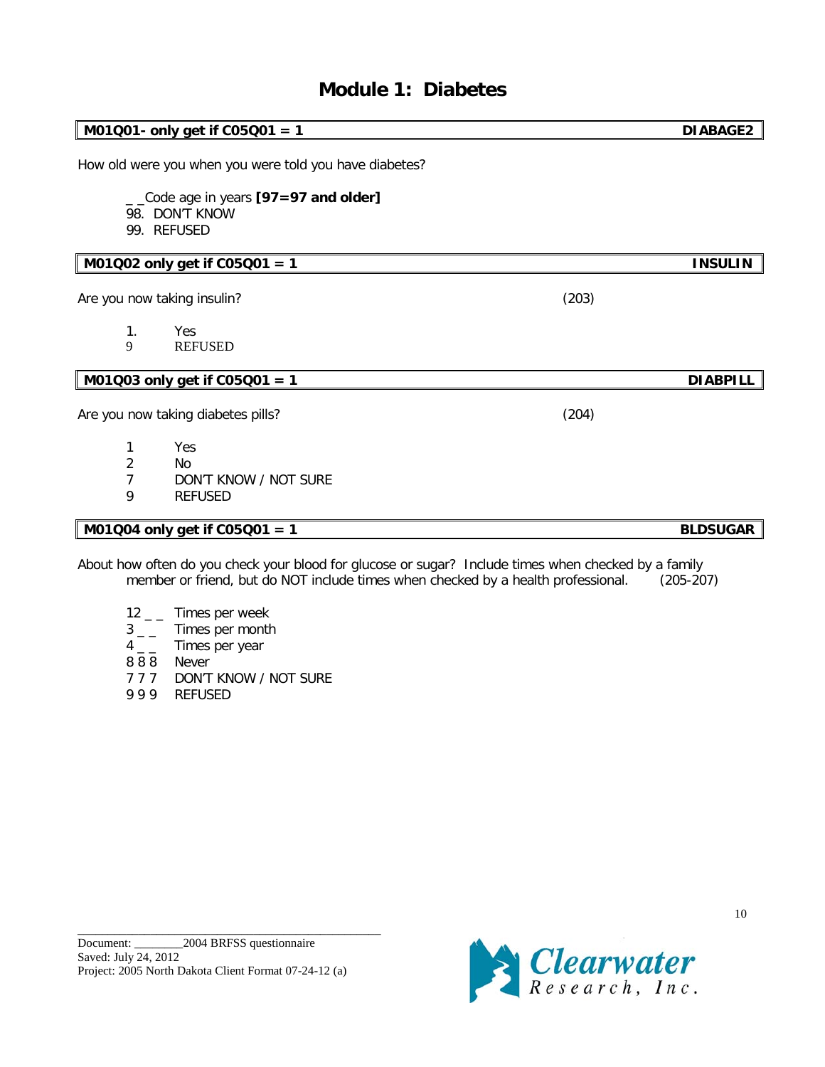# Module 1: Diabetes

**M01Q01- only get if C05Q01 = 1** **DIABAGE2**

How old were you when you were told you have diabetes?

_ _Code age in years **[97=97 and older]**
98. DON'T KNOW
99. REFUSED

**M01Q02 only get if C05Q01 = 1** **INSULIN**

Are you now taking insulin? (203)

1. Yes
9 REFUSED

**M01Q03 only get if C05Q01 = 1** **DIABPILL**

Are you now taking diabetes pills? (204)

1 Yes
2 No
7 DON'T KNOW / NOT SURE
9 REFUSED

**M01Q04 only get if C05Q01 = 1** **BLDSUGAR**

About how often do you check your blood for glucose or sugar? Include times when checked by a family member or friend, but do NOT include times when checked by a health professional. (205-207)

12 _ _ Times per week
3 _ _ Times per month
4 _ _ Times per year
8 8 8 Never
7 7 7 DON'T KNOW / NOT SURE
9 9 9 REFUSED

Document: ________2004 BRFSS questionnaire
Saved: July 24, 2012
Project: 2005 North Dakota Client Format 07-24-12 (a)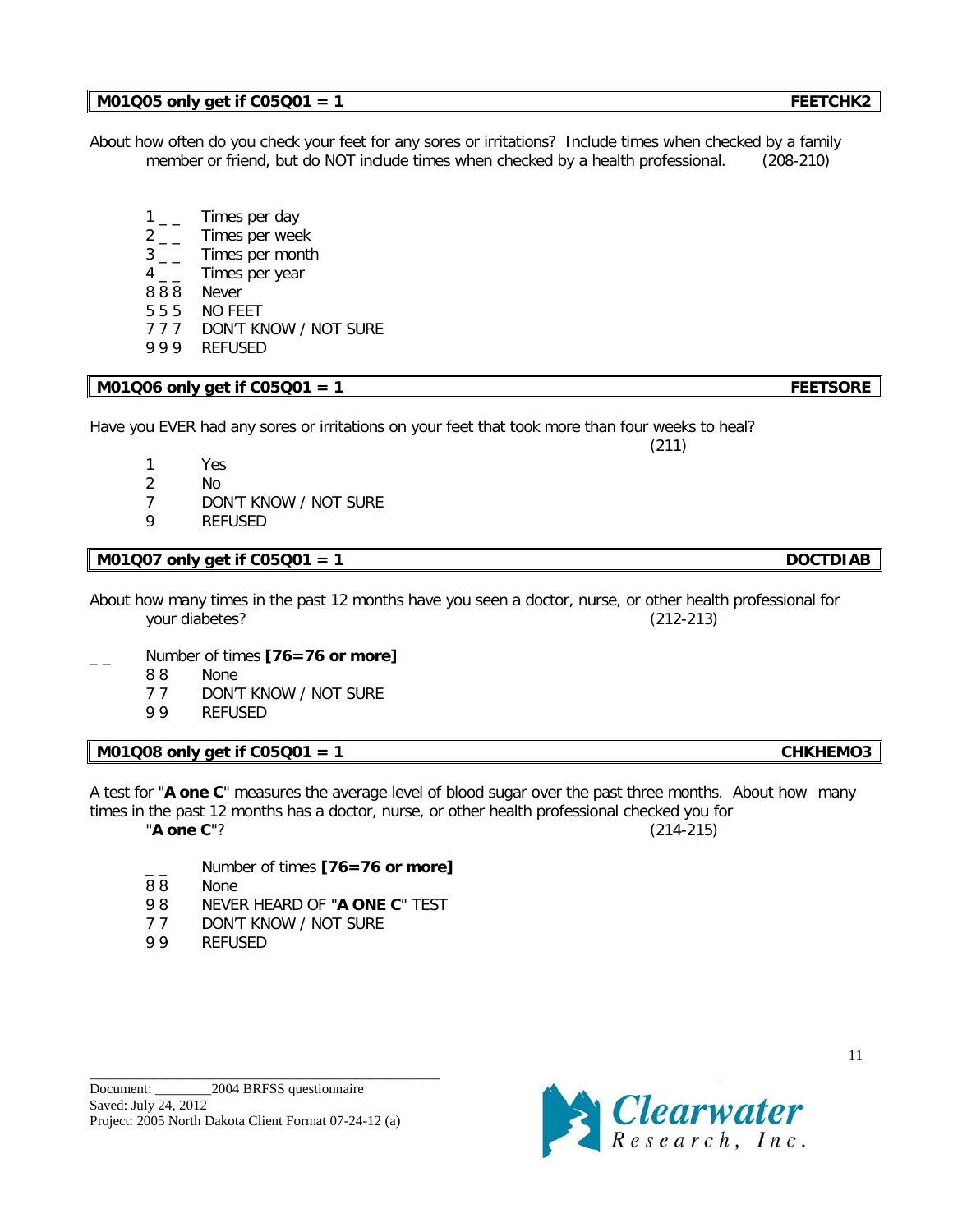**M01Q05 only get if C05Q01 = 1** **FEETCHK2**

About how often do you check your feet for any sores or irritations? Include times when checked by a family member or friend, but do NOT include times when checked by a health professional. (208-210)

1 _ _ Times per day
2 _ _ Times per week
3 _ _ Times per month
4 _ _ Times per year
8 8 8 Never
5 5 5 NO FEET
7 7 7 DON'T KNOW / NOT SURE
9 9 9 REFUSED

**M01Q06 only get if C05Q01 = 1** **FEETSORE**

Have you EVER had any sores or irritations on your feet that took more than four weeks to heal? (211)

1 Yes
2 No
7 DON'T KNOW / NOT SURE
9 REFUSED

**M01Q07 only get if C05Q01 = 1** **DOCTDIAB**

About how many times in the past 12 months have you seen a doctor, nurse, or other health professional for your diabetes? (212-213)

_ _ Number of times **[76=76 or more]**
8 8 None
7 7 DON'T KNOW / NOT SURE
9 9 REFUSED

**M01Q08 only get if C05Q01 = 1** **CHKHEMO3**

A test for "**A one C**" measures the average level of blood sugar over the past three months. About how many times in the past 12 months has a doctor, nurse, or other health professional checked you for "**A one C**"? (214-215)

_ _ Number of times **[76=76 or more]**
8 8 None
9 8 NEVER HEARD OF "**A ONE C**" TEST
7 7 DON'T KNOW / NOT SURE
9 9 REFUSED

Document: ________2004 BRFSS questionnaire
Saved: July 24, 2012
Project: 2005 North Dakota Client Format 07-24-12 (a)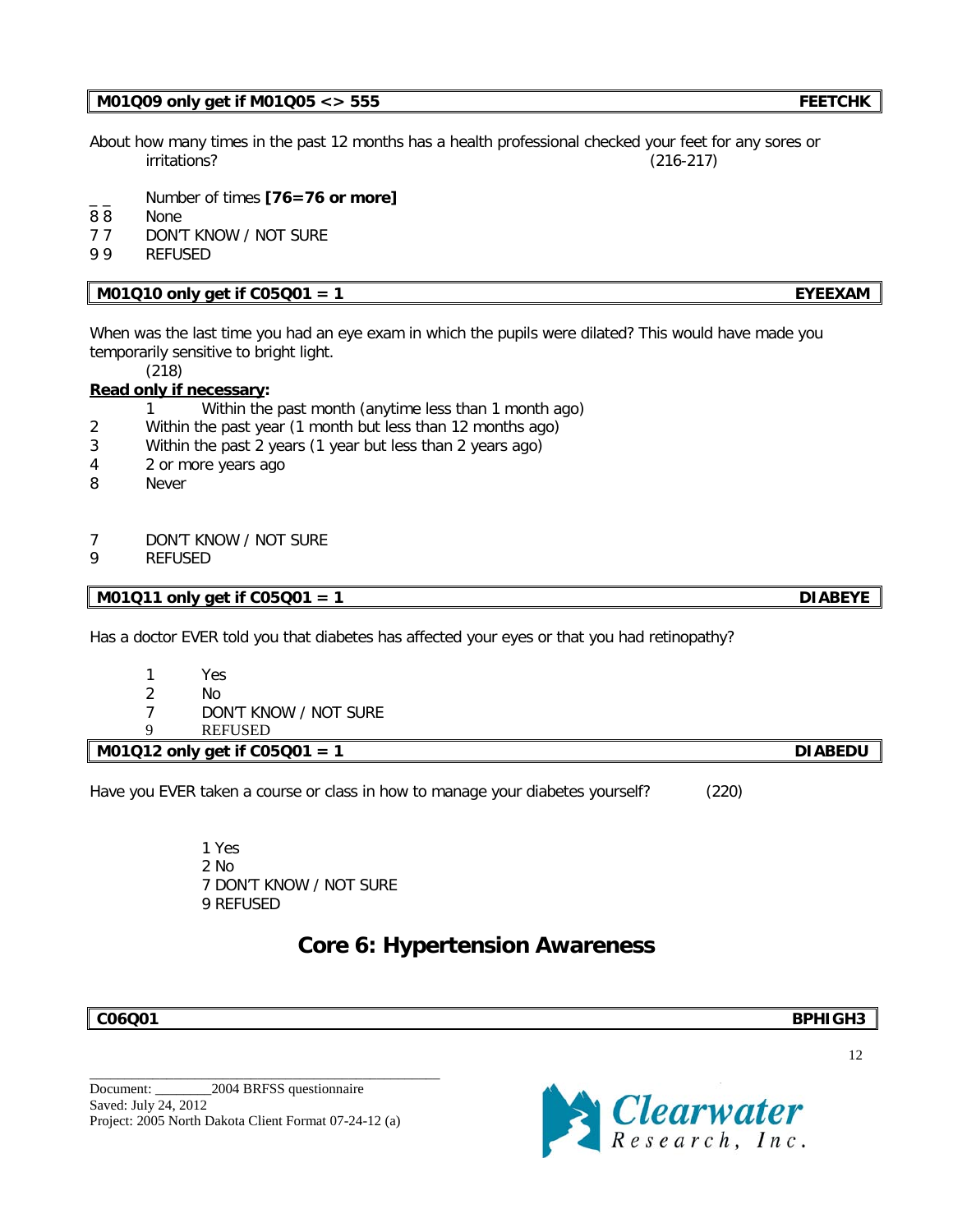| M01Q09 only get if M01Q05 <> 555 | FEETCHK |
|---|---|

About how many times in the past 12 months has a health professional checked your feet for any sores or irritations? (216-217)

_ _ Number of times **[76=76 or more]**
8 8 None
7 7 DON'T KNOW / NOT SURE
9 9 REFUSED

| M01Q10 only get if C05Q01 = 1 | EYEEXAM |
|---|---|

When was the last time you had an eye exam in which the pupils were dilated? This would have made you temporarily sensitive to bright light.
(218)

**Read only if necessary:**

1 Within the past month (anytime less than 1 month ago)
2 Within the past year (1 month but less than 12 months ago)
3 Within the past 2 years (1 year but less than 2 years ago)
4 2 or more years ago
8 Never

7 DON'T KNOW / NOT SURE
9 REFUSED

| M01Q11 only get if C05Q01 = 1 | DIABEYE |
|---|---|

Has a doctor EVER told you that diabetes has affected your eyes or that you had retinopathy?

1 Yes
2 No
7 DON'T KNOW / NOT SURE
9 REFUSED

| M01Q12 only get if C05Q01 = 1 | DIABEDU |
|---|---|

Have you EVER taken a course or class in how to manage your diabetes yourself? (220)

1 Yes
2 No
7 DON'T KNOW / NOT SURE
9 REFUSED

# Core 6: Hypertension Awareness

| C06Q01 | BPHIGH3 |
|---|---|

Document: ________2004 BRFSS questionnaire
Saved: July 24, 2012
Project: 2005 North Dakota Client Format 07-24-12 (a)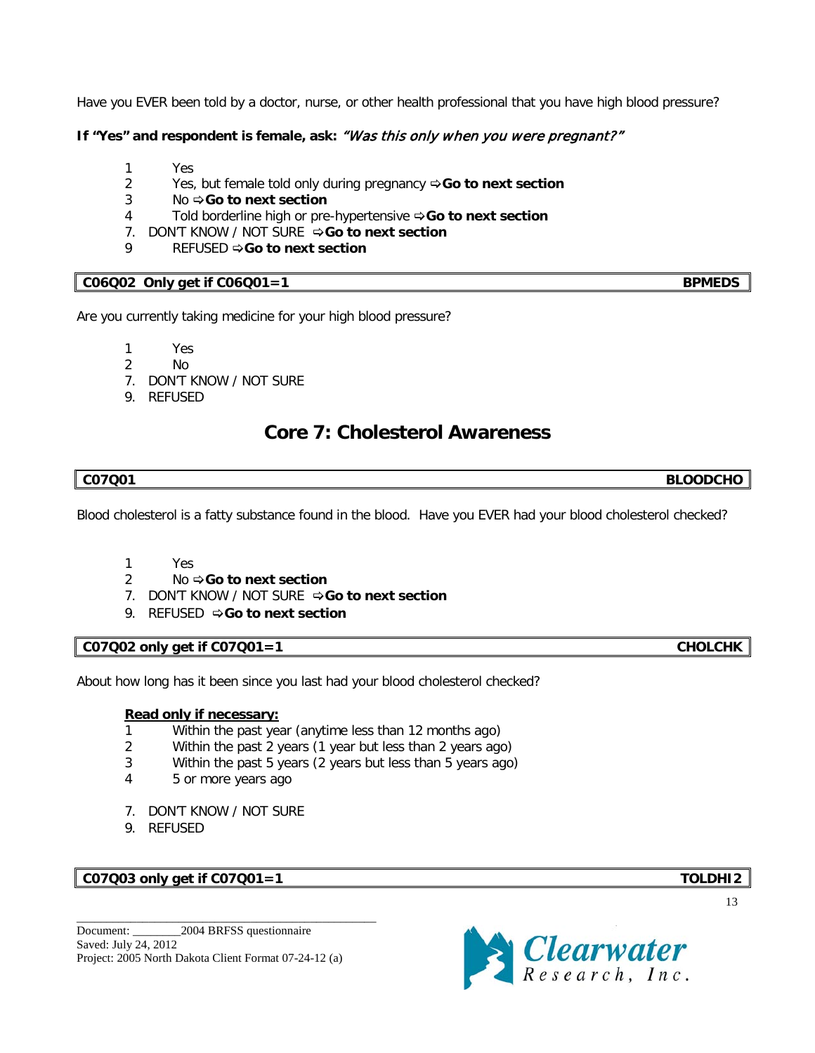Have you EVER been told by a doctor, nurse, or other health professional that you have high blood pressure?

**If "Yes" and respondent is female, ask:** *"Was this only when you were pregnant?"*

1 Yes
2 Yes, but female told only during pregnancy ⇨**Go to next section**
3 No ⇨**Go to next section**
4 Told borderline high or pre-hypertensive ⇨**Go to next section**
7. DON'T KNOW / NOT SURE ⇨**Go to next section**
9 REFUSED ⇨**Go to next section**

| **C06Q02 Only get if C06Q01=1** | **BPMEDS** |
|---|---|

Are you currently taking medicine for your high blood pressure?

1 Yes
2 No
7. DON'T KNOW / NOT SURE
9. REFUSED

# Core 7: Cholesterol Awareness

| **C07Q01** | **BLOODCHO** |
|---|---|

Blood cholesterol is a fatty substance found in the blood. Have you EVER had your blood cholesterol checked?

1 Yes
2 No ⇨**Go to next section**
7. DON'T KNOW / NOT SURE ⇨**Go to next section**
9. REFUSED ⇨**Go to next section**

| **C07Q02 only get if C07Q01=1** | **CHOLCHK** |
|---|---|

About how long has it been since you last had your blood cholesterol checked?

**Read only if necessary:**

1 Within the past year (anytime less than 12 months ago)
2 Within the past 2 years (1 year but less than 2 years ago)
3 Within the past 5 years (2 years but less than 5 years ago)
4 5 or more years ago

7. DON'T KNOW / NOT SURE
9. REFUSED

| **C07Q03 only get if C07Q01=1** | **TOLDHI2** |
|---|---|

Document: ________2004 BRFSS questionnaire
Saved: July 24, 2012
Project: 2005 North Dakota Client Format 07-24-12 (a)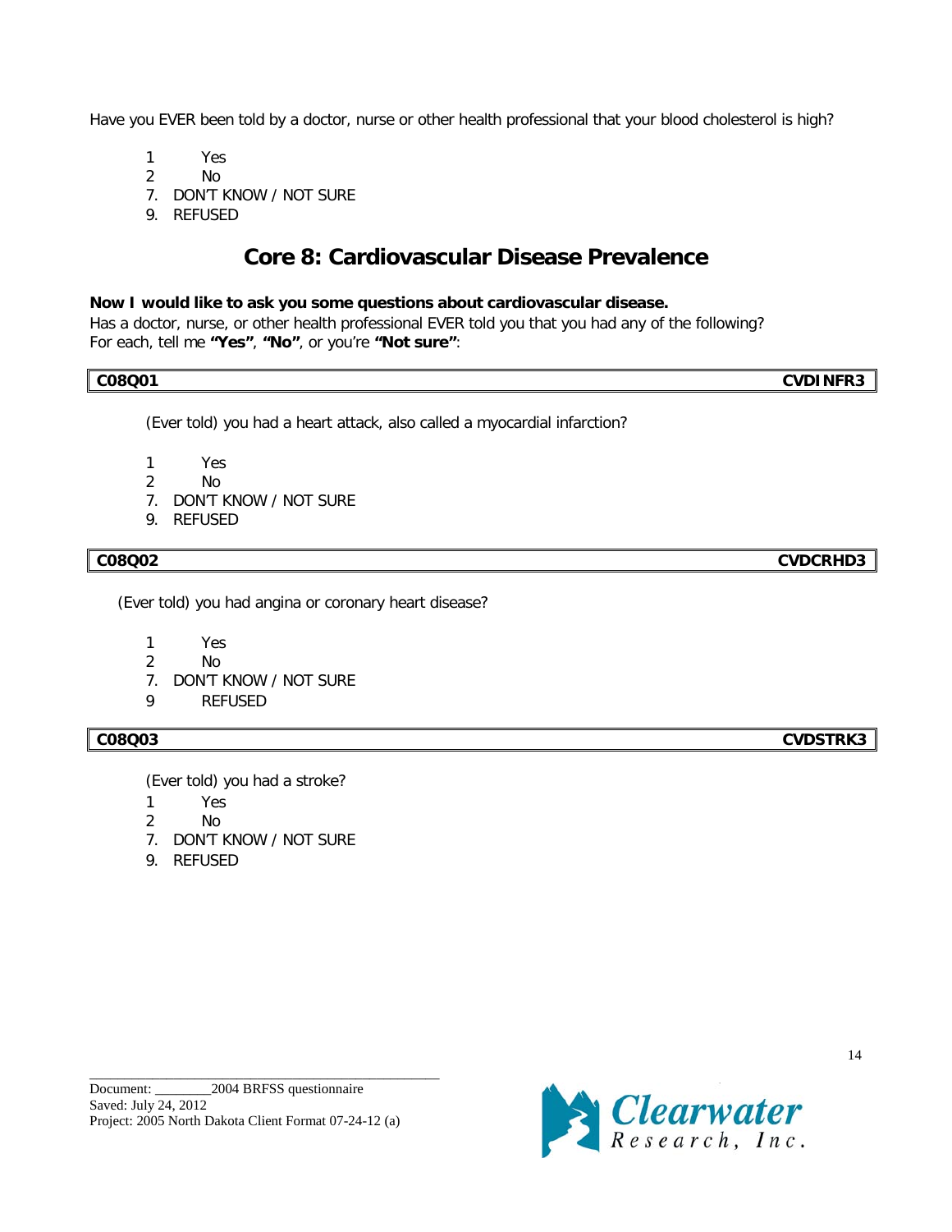Have you EVER been told by a doctor, nurse or other health professional that your blood cholesterol is high?

1 Yes
2 No
7. DON'T KNOW / NOT SURE
9. REFUSED

## Core 8: Cardiovascular Disease Prevalence

**Now I would like to ask you some questions about cardiovascular disease.**
Has a doctor, nurse, or other health professional EVER told you that you had any of the following? For each, tell me **"Yes"**, **"No"**, or you're **"Not sure"**:

| **C08Q01** | **CVDINFR3** |
|---|---|

(Ever told) you had a heart attack, also called a myocardial infarction?

1 Yes
2 No
7. DON'T KNOW / NOT SURE
9. REFUSED

| **C08Q02** | **CVDCRHD3** |
|---|---|

(Ever told) you had angina or coronary heart disease?

1 Yes
2 No
7. DON'T KNOW / NOT SURE
9 REFUSED

| **C08Q03** | **CVDSTRK3** |
|---|---|

(Ever told) you had a stroke?

1 Yes
2 No
7. DON'T KNOW / NOT SURE
9. REFUSED

Document: ________2004 BRFSS questionnaire
Saved: July 24, 2012
Project: 2005 North Dakota Client Format 07-24-12 (a)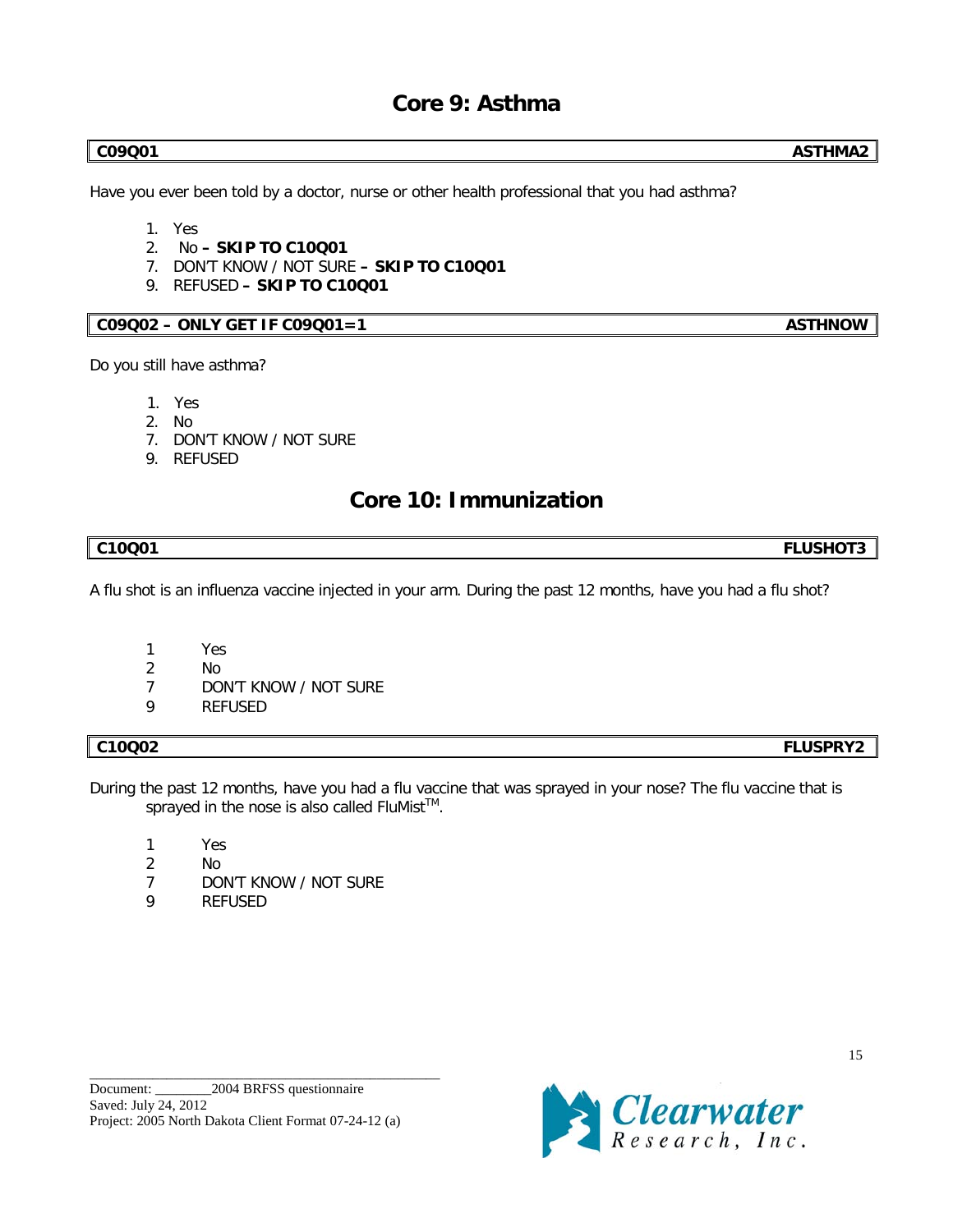# Core 9: Asthma

**C09Q01** **ASTHMA2**

Have you ever been told by a doctor, nurse or other health professional that you had asthma?

1. Yes
2. No **– SKIP TO C10Q01**
7. DON'T KNOW / NOT SURE **– SKIP TO C10Q01**
9. REFUSED **– SKIP TO C10Q01**

**C09Q02 – ONLY GET IF C09Q01=1** **ASTHNOW**

Do you still have asthma?

1. Yes
2. No
7. DON'T KNOW / NOT SURE
9. REFUSED

# Core 10: Immunization

**C10Q01** **FLUSHOT3**

A flu shot is an influenza vaccine injected in your arm. During the past 12 months, have you had a flu shot?

1 Yes
2 No
7 DON'T KNOW / NOT SURE
9 REFUSED

**C10Q02** **FLUSPRY2**

During the past 12 months, have you had a flu vaccine that was sprayed in your nose? The flu vaccine that is sprayed in the nose is also called FluMist™.

1 Yes
2 No
7 DON'T KNOW / NOT SURE
9 REFUSED

Document: ________2004 BRFSS questionnaire
Saved: July 24, 2012
Project: 2005 North Dakota Client Format 07-24-12 (a)

Clearwater Research, Inc.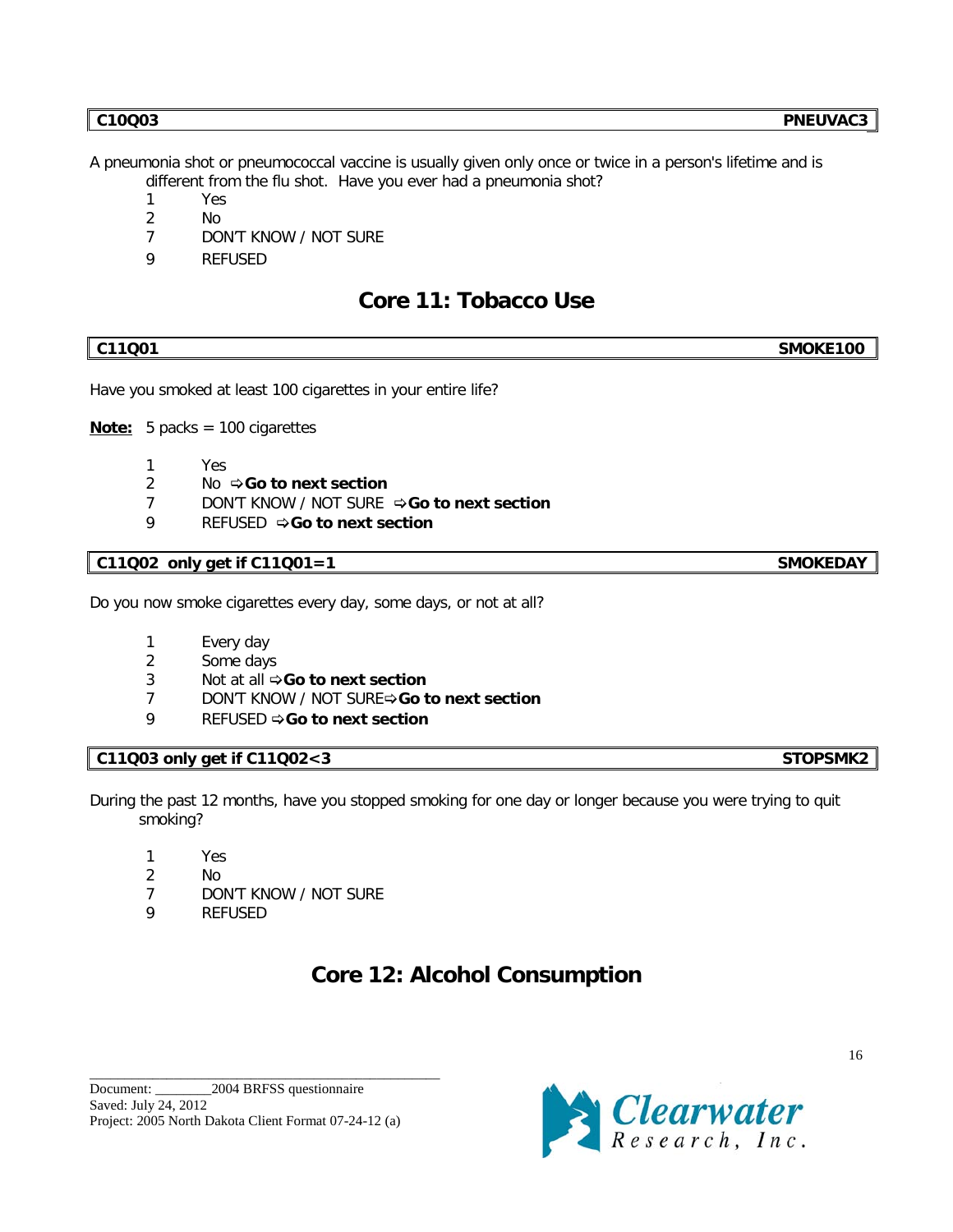**C10Q03** **PNEUVAC3**

A pneumonia shot or pneumococcal vaccine is usually given only once or twice in a person's lifetime and is different from the flu shot. Have you ever had a pneumonia shot?

1 Yes
2 No
7 DON'T KNOW / NOT SURE
9 REFUSED

# Core 11: Tobacco Use

**C11Q01** **SMOKE100**

Have you smoked at least 100 cigarettes in your entire life?

**Note:** 5 packs = 100 cigarettes

1 Yes
2 No ⇨**Go to next section**
7 DON'T KNOW / NOT SURE ⇨**Go to next section**
9 REFUSED ⇨**Go to next section**

**C11Q02 only get if C11Q01=1** **SMOKEDAY**

Do you now smoke cigarettes every day, some days, or not at all?

1 Every day
2 Some days
3 Not at all ⇨**Go to next section**
7 DON'T KNOW / NOT SURE⇨**Go to next section**
9 REFUSED ⇨**Go to next section**

**C11Q03 only get if C11Q02<3** **STOPSMK2**

During the past 12 months, have you stopped smoking for one day or longer because you were trying to quit smoking?

1 Yes
2 No
7 DON'T KNOW / NOT SURE
9 REFUSED

# Core 12: Alcohol Consumption

Document: ________2004 BRFSS questionnaire
Saved: July 24, 2012
Project: 2005 North Dakota Client Format 07-24-12 (a)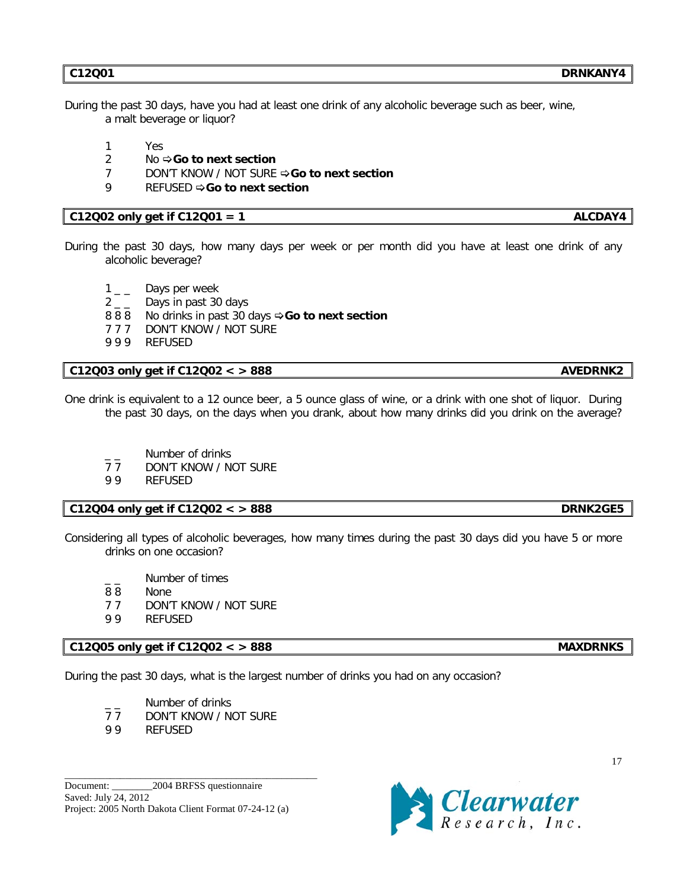| C12Q01 | DRNKANY4 |
|---|---|

During the past 30 days, have you had at least one drink of any alcoholic beverage such as beer, wine, a malt beverage or liquor?

1 Yes
2 No ⇨ **Go to next section**
7 DON'T KNOW / NOT SURE ⇨ **Go to next section**
9 REFUSED ⇨ **Go to next section**

| **C12Q02 only get if C12Q01 = 1** | **ALCDAY4** |
|---|---|

During the past 30 days, how many days per week or per month did you have at least one drink of any alcoholic beverage?

1 _ _ Days per week
2 _ _ Days in past 30 days
8 8 8 No drinks in past 30 days ⇨ **Go to next section**
7 7 7 DON'T KNOW / NOT SURE
9 9 9 REFUSED

| **C12Q03 only get if C12Q02 < > 888** | **AVEDRNK2** |
|---|---|

One drink is equivalent to a 12 ounce beer, a 5 ounce glass of wine, or a drink with one shot of liquor. During the past 30 days, on the days when you drank, about how many drinks did you drink on the average?

_ _ Number of drinks
7 7 DON'T KNOW / NOT SURE
9 9 REFUSED

| **C12Q04 only get if C12Q02 < > 888** | **DRNK2GE5** |
|---|---|

Considering all types of alcoholic beverages, how many times during the past 30 days did you have 5 or more drinks on one occasion?

_ _ Number of times
8 8 None
7 7 DON'T KNOW / NOT SURE
9 9 REFUSED

| **C12Q05 only get if C12Q02 < > 888** | **MAXDRNKS** |
|---|---|

During the past 30 days, what is the largest number of drinks you had on any occasion?

_ _ Number of drinks
7 7 DON'T KNOW / NOT SURE
9 9 REFUSED

Document: ________2004 BRFSS questionnaire
Saved: July 24, 2012
Project: 2005 North Dakota Client Format 07-24-12 (a)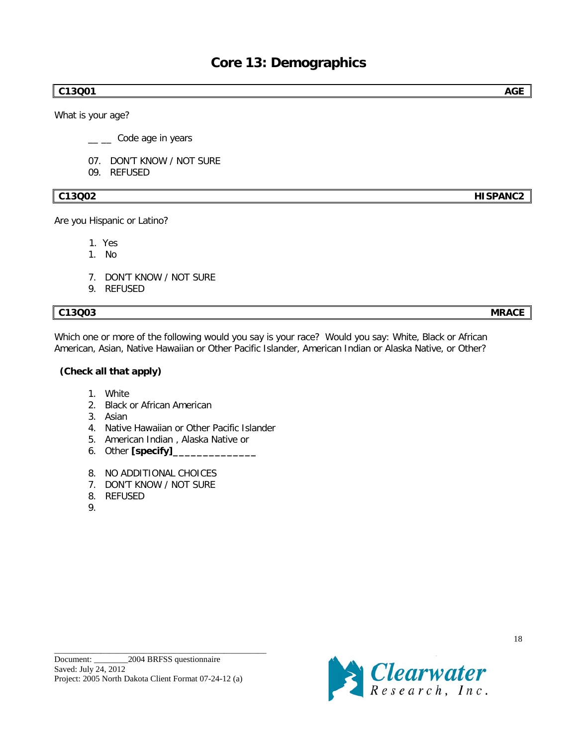# Core 13: Demographics

| C13Q01 | AGE |
|---|---|

What is your age?

__ __ Code age in years

07. DON'T KNOW / NOT SURE
09. REFUSED

| C13Q02 | HISPANC2 |
|---|---|

Are you Hispanic or Latino?

1. Yes
1. No

7. DON'T KNOW / NOT SURE
9. REFUSED

| C13Q03 | MRACE |
|---|---|

Which one or more of the following would you say is your race? Would you say: White, Black or African American, Asian, Native Hawaiian or Other Pacific Islander, American Indian or Alaska Native, or Other?

**(Check all that apply)**

1. White
2. Black or African American
3. Asian
4. Native Hawaiian or Other Pacific Islander
5. American Indian , Alaska Native or
6. Other **[specify]______________**

8. NO ADDITIONAL CHOICES
7. DON'T KNOW / NOT SURE
8. REFUSED
9.

Document: ________2004 BRFSS questionnaire
Saved: July 24, 2012
Project: 2005 North Dakota Client Format 07-24-12 (a)

Clearwater Research, Inc.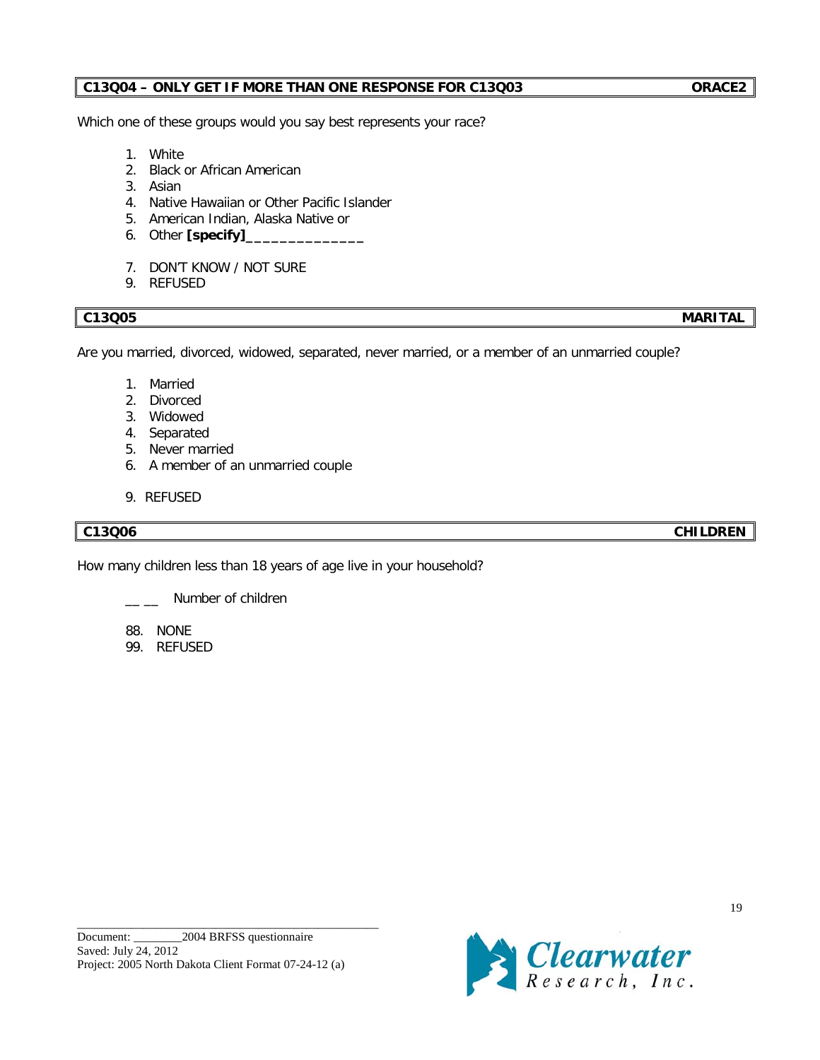| **C13Q04 – ONLY GET IF MORE THAN ONE RESPONSE FOR C13Q03** | **ORACE2** |
|---|---|

Which one of these groups would you say best represents your race?

1. White
2. Black or African American
3. Asian
4. Native Hawaiian or Other Pacific Islander
5. American Indian, Alaska Native or
6. Other **[specify]______________**

7. DON'T KNOW / NOT SURE
9. REFUSED

| **C13Q05** | **MARITAL** |
|---|---|

Are you married, divorced, widowed, separated, never married, or a member of an unmarried couple?

1. Married
2. Divorced
3. Widowed
4. Separated
5. Never married
6. A member of an unmarried couple

9. REFUSED

| **C13Q06** | **CHILDREN** |
|---|---|

How many children less than 18 years of age live in your household?

__ __ Number of children

88. NONE
99. REFUSED

Document: ________2004 BRFSS questionnaire
Saved: July 24, 2012
Project: 2005 North Dakota Client Format 07-24-12 (a)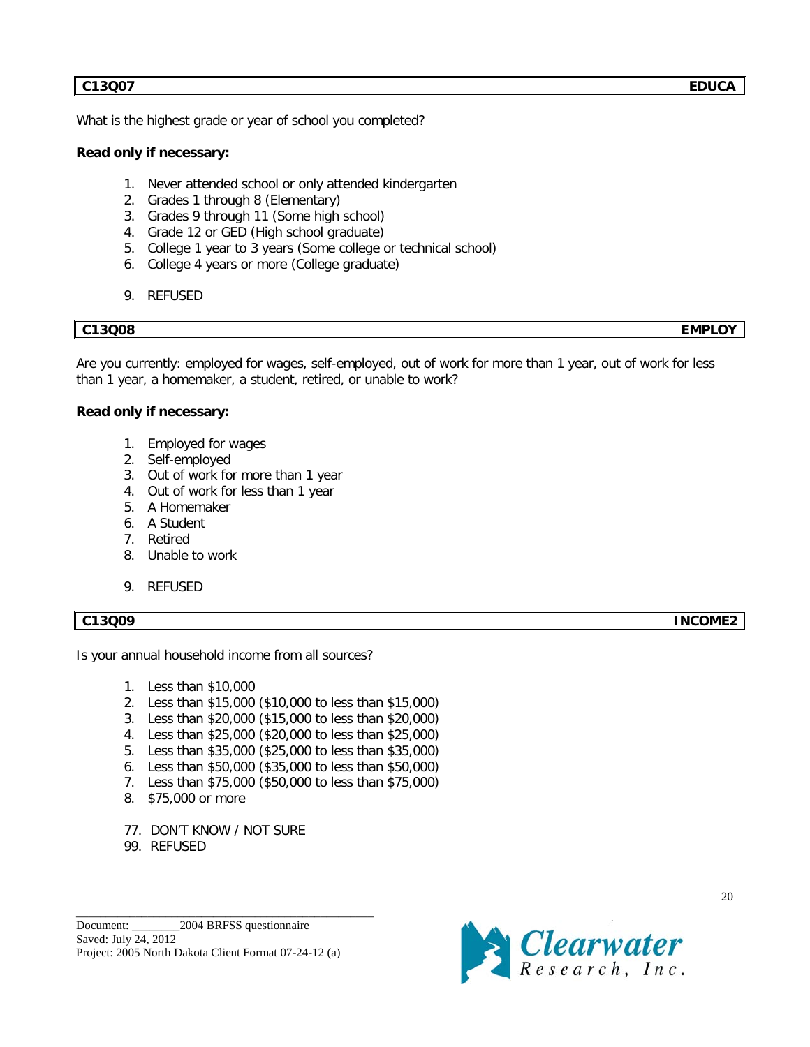| C13Q07 | EDUCA |
|---|---|

What is the highest grade or year of school you completed?

**Read only if necessary:**

1. Never attended school or only attended kindergarten
2. Grades 1 through 8 (Elementary)
3. Grades 9 through 11 (Some high school)
4. Grade 12 or GED (High school graduate)
5. College 1 year to 3 years (Some college or technical school)
6. College 4 years or more (College graduate)

9. REFUSED

| C13Q08 | EMPLOY |
|---|---|

Are you currently: employed for wages, self-employed, out of work for more than 1 year, out of work for less than 1 year, a homemaker, a student, retired, or unable to work?

**Read only if necessary:**

1. Employed for wages
2. Self-employed
3. Out of work for more than 1 year
4. Out of work for less than 1 year
5. A Homemaker
6. A Student
7. Retired
8. Unable to work

9. REFUSED

| C13Q09 | INCOME2 |
|---|---|

Is your annual household income from all sources?

1. Less than $10,000
2. Less than $15,000 ($10,000 to less than $15,000)
3. Less than $20,000 ($15,000 to less than $20,000)
4. Less than $25,000 ($20,000 to less than $25,000)
5. Less than $35,000 ($25,000 to less than $35,000)
6. Less than $50,000 ($35,000 to less than $50,000)
7. Less than $75,000 ($50,000 to less than $75,000)
8. $75,000 or more

77. DON'T KNOW / NOT SURE
99. REFUSED

Document: ________2004 BRFSS questionnaire
Saved: July 24, 2012
Project: 2005 North Dakota Client Format 07-24-12 (a)

Clearwater Research, Inc.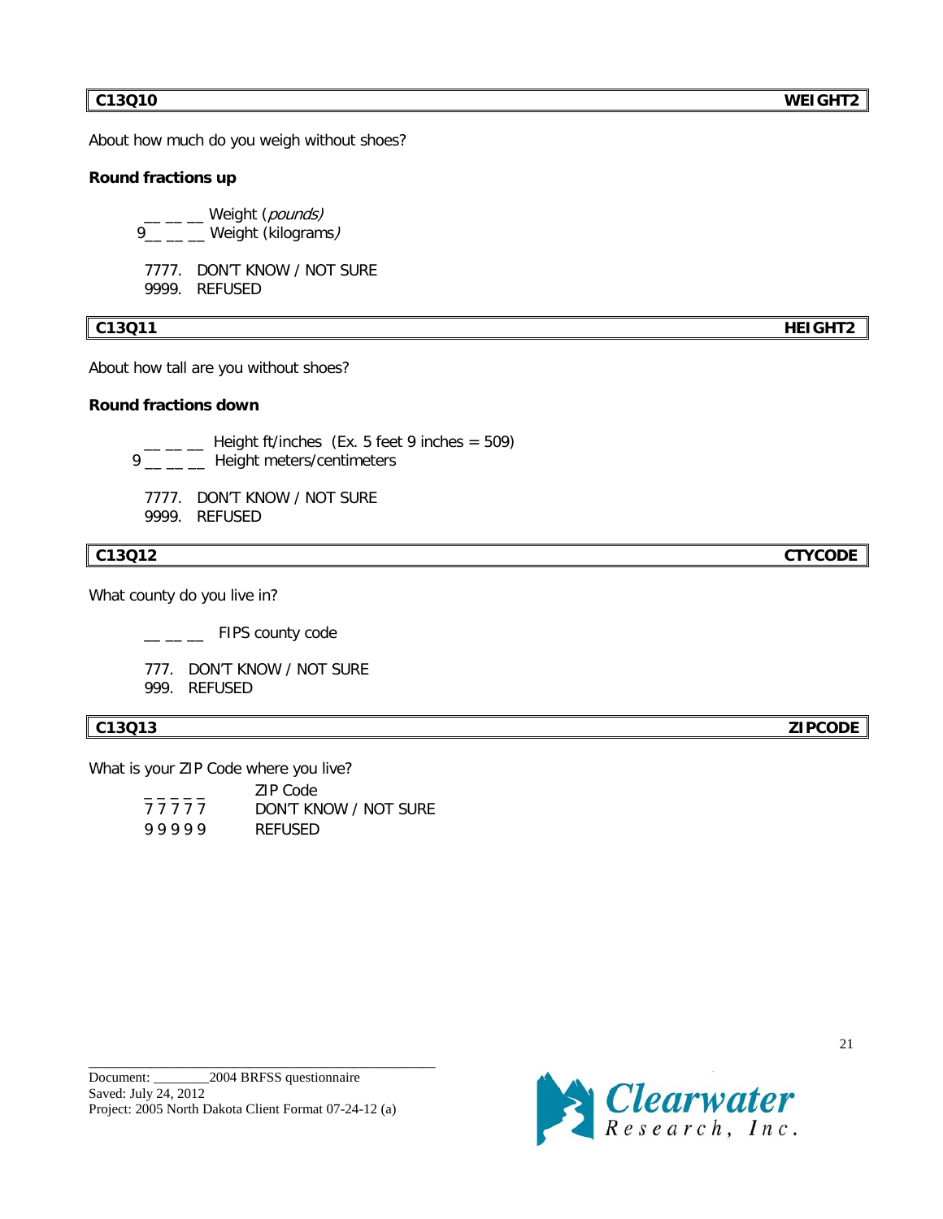| C13Q10 | WEIGHT2 |
|---|---|

About how much do you weigh without shoes?

**Round fractions up**

\_\_ \_\_ \_\_ Weight (*pounds)*
9\_\_ \_\_ \_\_ Weight (kilograms*)*

7777. DON'T KNOW / NOT SURE
9999. REFUSED

| C13Q11 | HEIGHT2 |
|---|---|

About how tall are you without shoes?

**Round fractions down**

\_\_ \_\_ \_\_ Height ft/inches (Ex. 5 feet 9 inches = 509)
9 \_\_ \_\_ \_\_ Height meters/centimeters

7777. DON'T KNOW / NOT SURE
9999. REFUSED

| C13Q12 | CTYCODE |
|---|---|

What county do you live in?

\_\_ \_\_ \_\_ FIPS county code

777. DON'T KNOW / NOT SURE
999. REFUSED

| C13Q13 | ZIPCODE |
|---|---|

What is your ZIP Code where you live?

| | |
|---|---|
| \_ \_ \_ \_ \_ | ZIP Code |
| 7 7 7 7 7 | DON'T KNOW / NOT SURE |
| 9 9 9 9 9 | REFUSED |

Document: \_\_\_\_\_\_\_\_2004 BRFSS questionnaire
Saved: July 24, 2012
Project: 2005 North Dakota Client Format 07-24-12 (a)

Clearwater Research, Inc.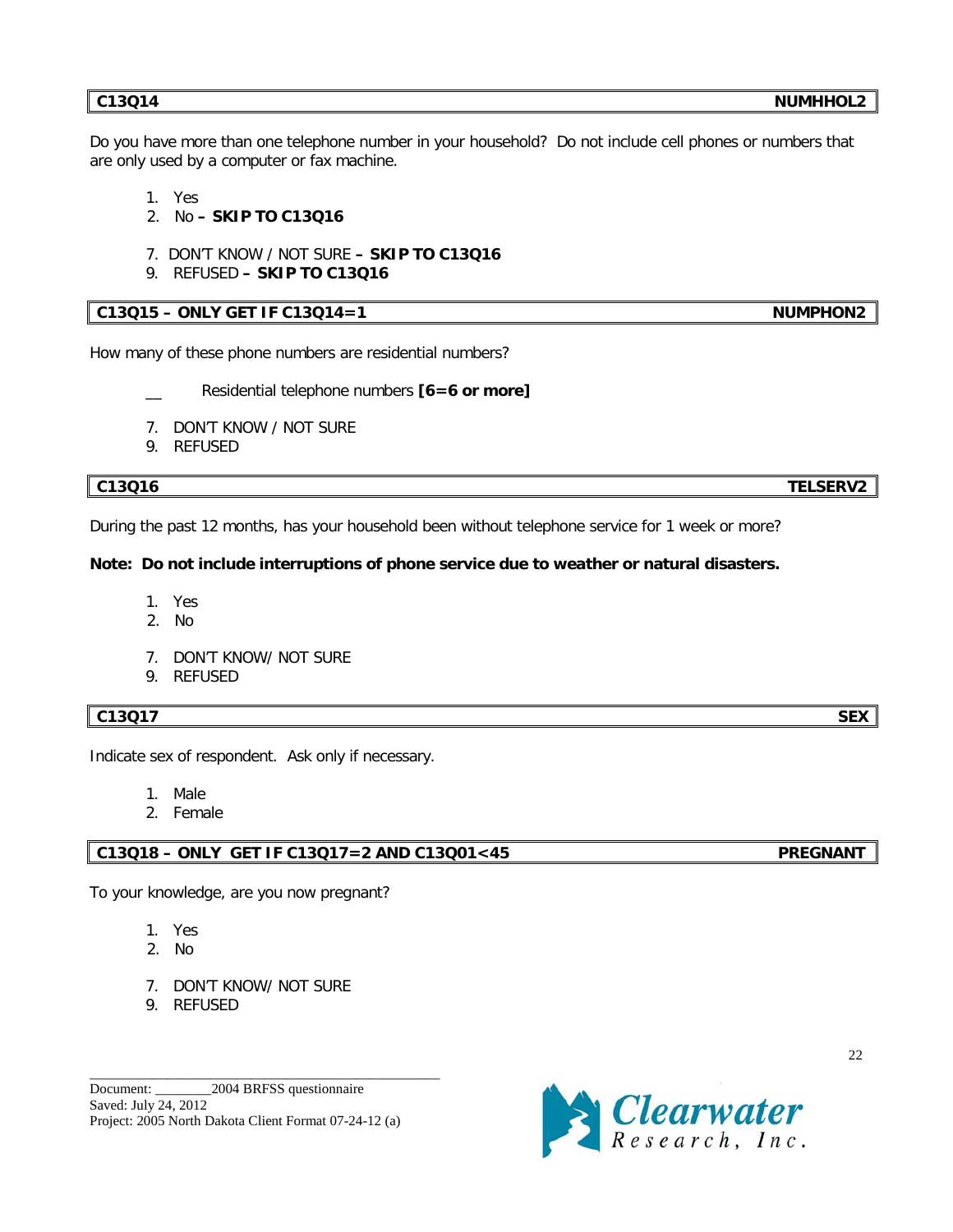**C13Q14** **NUMHHOL2**

Do you have more than one telephone number in your household? Do not include cell phones or numbers that are only used by a computer or fax machine.

1. Yes
2. No **– SKIP TO C13Q16**

7. DON'T KNOW / NOT SURE **– SKIP TO C13Q16**
9. REFUSED **– SKIP TO C13Q16**

**C13Q15 – ONLY GET IF C13Q14=1** **NUMPHON2**

How many of these phone numbers are residential numbers?

__ Residential telephone numbers **[6=6 or more]**

7. DON'T KNOW / NOT SURE
9. REFUSED

**C13Q16** **TELSERV2**

During the past 12 months, has your household been without telephone service for 1 week or more?

**Note: Do not include interruptions of phone service due to weather or natural disasters.**

1. Yes
2. No

7. DON'T KNOW/ NOT SURE
9. REFUSED

**C13Q17** **SEX**

Indicate sex of respondent. Ask only if necessary.

1. Male
2. Female

**C13Q18 – ONLY GET IF C13Q17=2 AND C13Q01<45** **PREGNANT**

To your knowledge, are you now pregnant?

1. Yes
2. No

7. DON'T KNOW/ NOT SURE
9. REFUSED

Document: ________2004 BRFSS questionnaire
Saved: July 24, 2012
Project: 2005 North Dakota Client Format 07-24-12 (a)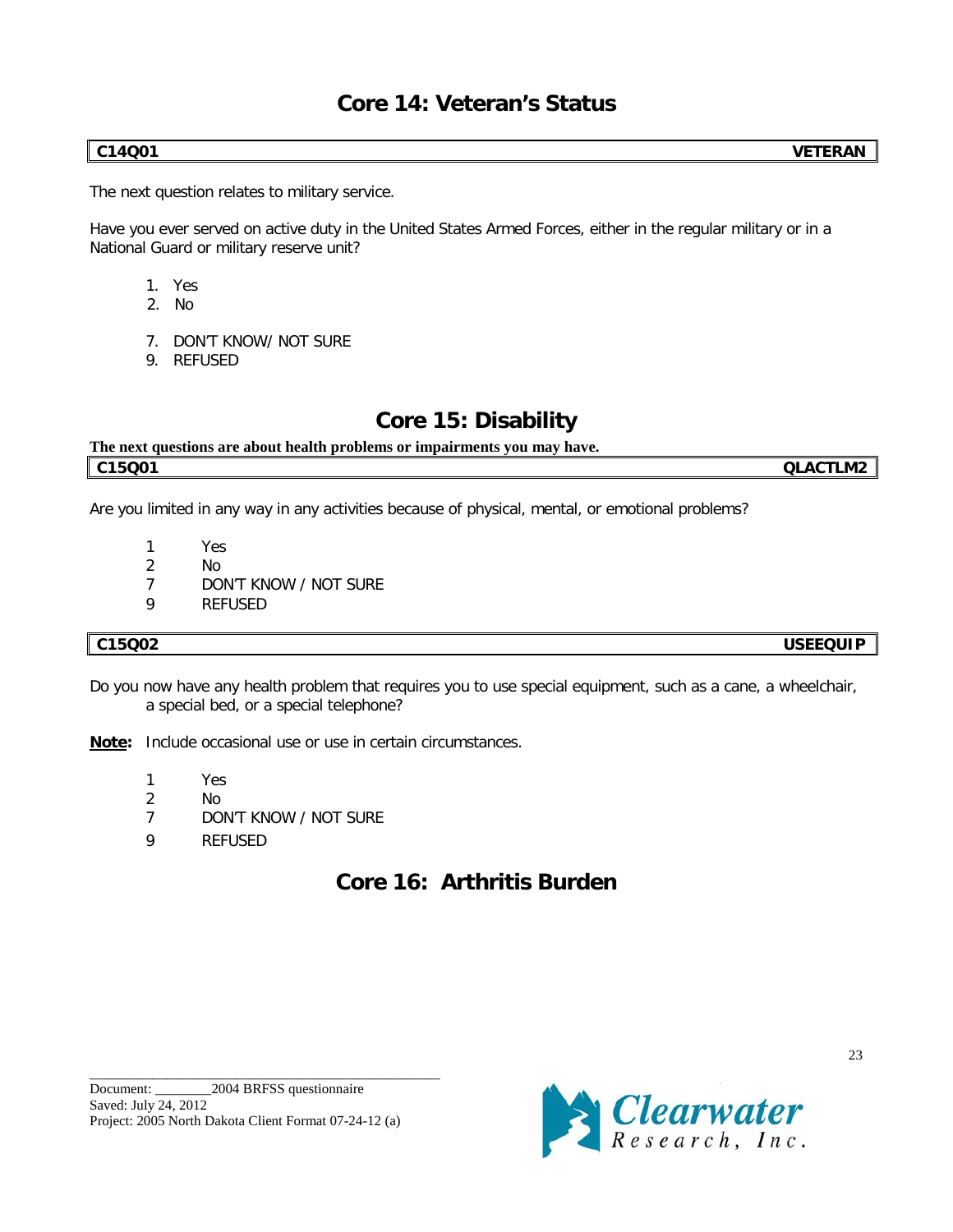# Core 14: Veteran's Status

| C14Q01 | VETERAN |
|---|---|

The next question relates to military service.

Have you ever served on active duty in the United States Armed Forces, either in the regular military or in a National Guard or military reserve unit?

1. Yes
2. No

7. DON'T KNOW/ NOT SURE
9. REFUSED

# Core 15: Disability

**The next questions are about health problems or impairments you may have.**

| C15Q01 | QLACTLM2 |
|---|---|

Are you limited in any way in any activities because of physical, mental, or emotional problems?

1 Yes
2 No
7 DON'T KNOW / NOT SURE
9 REFUSED

| C15Q02 | USEEQUIP |
|---|---|

Do you now have any health problem that requires you to use special equipment, such as a cane, a wheelchair, a special bed, or a special telephone?

**Note:** Include occasional use or use in certain circumstances.

1 Yes
2 No
7 DON'T KNOW / NOT SURE
9 REFUSED

# Core 16: Arthritis Burden

Document: ________2004 BRFSS questionnaire
Saved: July 24, 2012
Project: 2005 North Dakota Client Format 07-24-12 (a)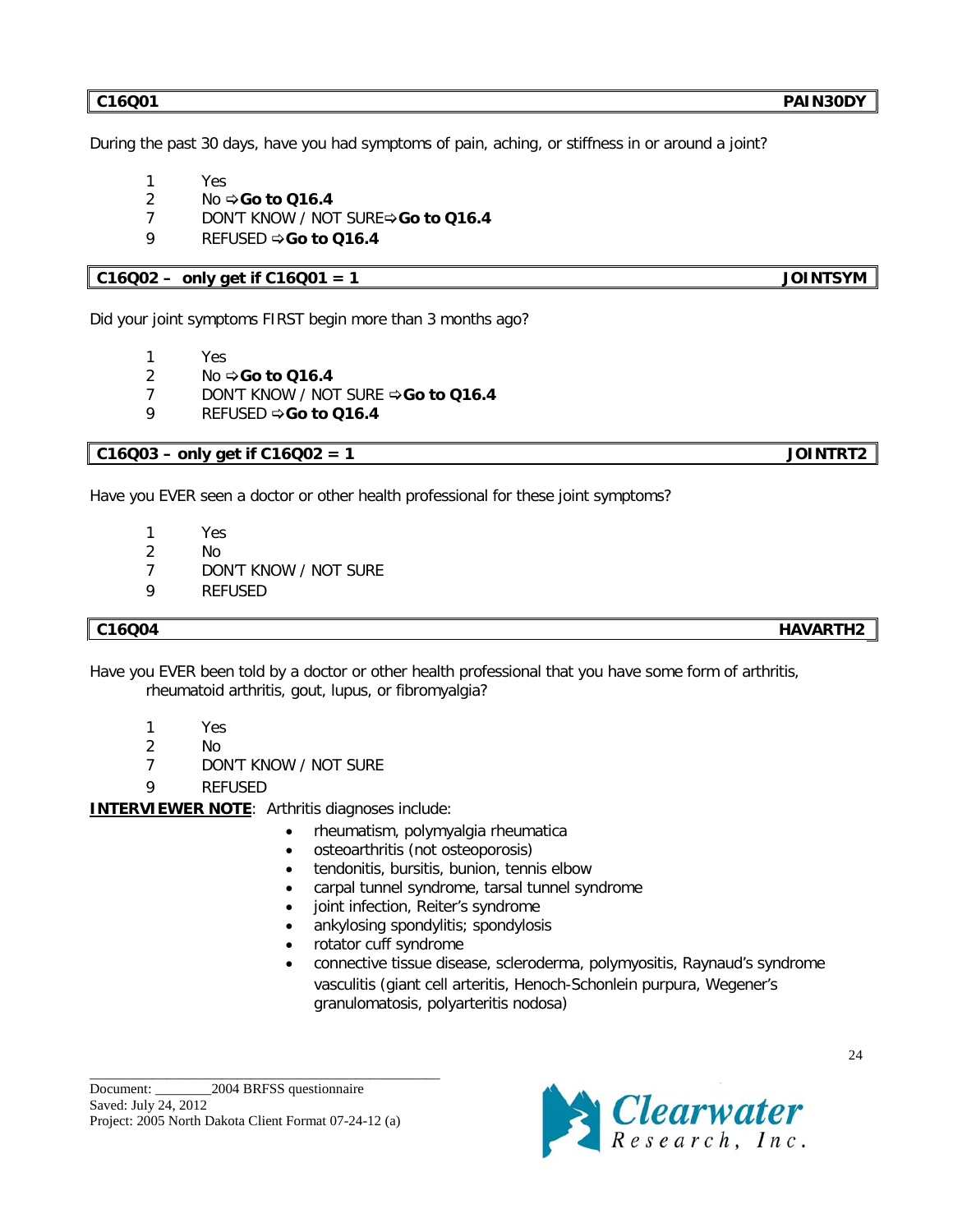| C16Q01 | PAIN30DY |
|---|---|

During the past 30 days, have you had symptoms of pain, aching, or stiffness in or around a joint?

1 Yes
2 No ⇨**Go to Q16.4**
7 DON'T KNOW / NOT SURE⇨**Go to Q16.4**
9 REFUSED ⇨**Go to Q16.4**

| C16Q02 – only get if C16Q01 = 1 | JOINTSYM |
|---|---|

Did your joint symptoms FIRST begin more than 3 months ago?

1 Yes
2 No ⇨**Go to Q16.4**
7 DON'T KNOW / NOT SURE ⇨**Go to Q16.4**
9 REFUSED ⇨**Go to Q16.4**

| C16Q03 – only get if C16Q02 = 1 | JOINTRT2 |
|---|---|

Have you EVER seen a doctor or other health professional for these joint symptoms?

1 Yes
2 No
7 DON'T KNOW / NOT SURE
9 REFUSED

| C16Q04 | HAVARTH2 |
|---|---|

Have you EVER been told by a doctor or other health professional that you have some form of arthritis, rheumatoid arthritis, gout, lupus, or fibromyalgia?

1 Yes
2 No
7 DON'T KNOW / NOT SURE
9 REFUSED

**INTERVIEWER NOTE**: Arthritis diagnoses include:

- rheumatism, polymyalgia rheumatica
- osteoarthritis (not osteoporosis)
- tendonitis, bursitis, bunion, tennis elbow
- carpal tunnel syndrome, tarsal tunnel syndrome
- joint infection, Reiter's syndrome
- ankylosing spondylitis; spondylosis
- rotator cuff syndrome
- connective tissue disease, scleroderma, polymyositis, Raynaud's syndrome vasculitis (giant cell arteritis, Henoch-Schonlein purpura, Wegener's granulomatosis, polyarteritis nodosa)

Document: ________2004 BRFSS questionnaire
Saved: July 24, 2012
Project: 2005 North Dakota Client Format 07-24-12 (a)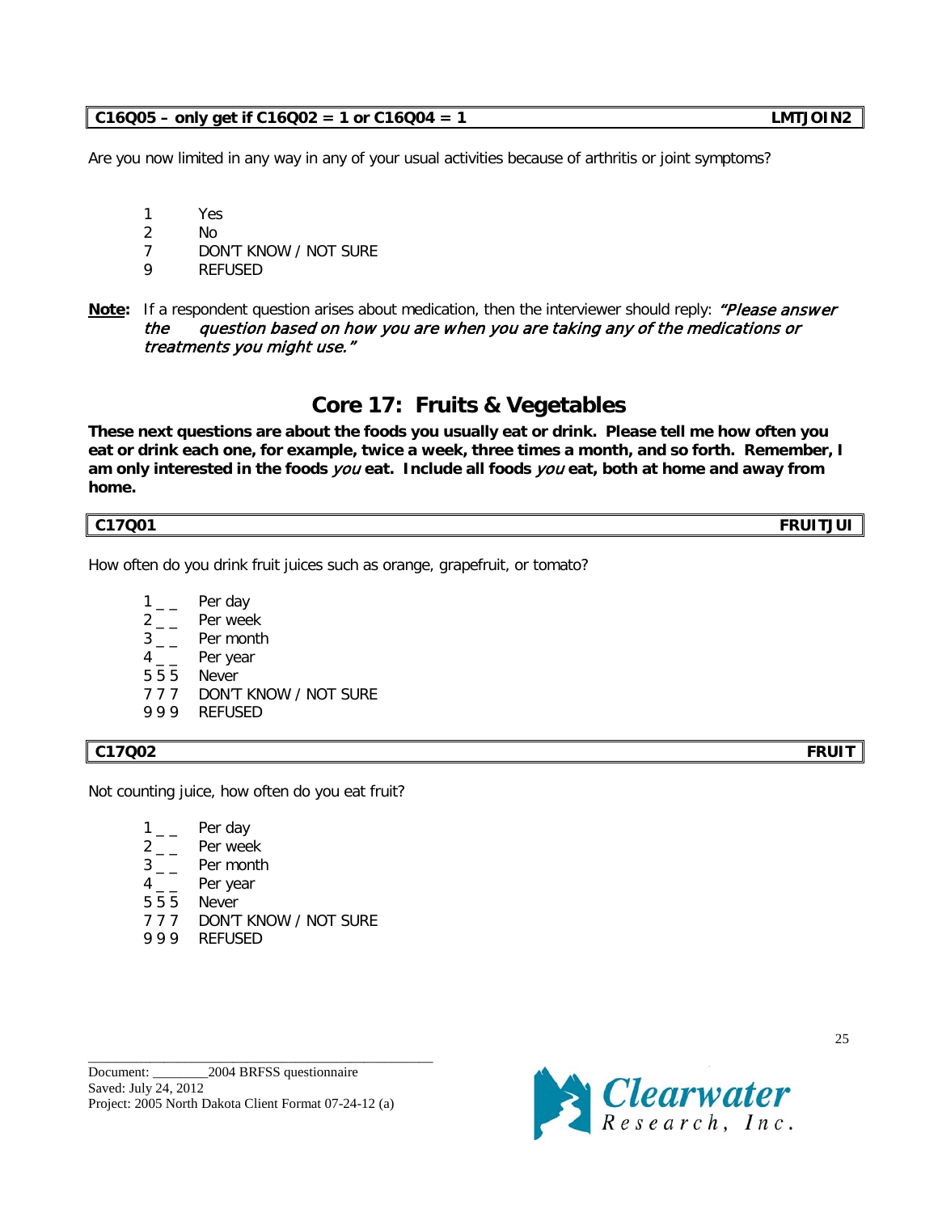**C16Q05 – only get if C16Q02 = 1 or C16Q04 = 1** **LMTJOIN2**

Are you now limited in any way in any of your usual activities because of arthritis or joint symptoms?

1 Yes
2 No
7 DON'T KNOW / NOT SURE
9 REFUSED

**Note:** If a respondent question arises about medication, then the interviewer should reply: ***"Please answer the question based on how you are when you are taking any of the medications or treatments you might use."***

## Core 17: Fruits & Vegetables

**These next questions are about the foods you usually eat or drink. Please tell me how often you eat or drink each one, for example, twice a week, three times a month, and so forth. Remember, I am only interested in the foods *you* eat. Include all foods *you* eat, both at home and away from home.**

**C17Q01** **FRUITJUI**

How often do you drink fruit juices such as orange, grapefruit, or tomato?

1 _ _ Per day
2 _ _ Per week
3 _ _ Per month
4 _ _ Per year
5 5 5 Never
7 7 7 DON'T KNOW / NOT SURE
9 9 9 REFUSED

**C17Q02** **FRUIT**

Not counting juice, how often do you eat fruit?

1 _ _ Per day
2 _ _ Per week
3 _ _ Per month
4 _ _ Per year
5 5 5 Never
7 7 7 DON'T KNOW / NOT SURE
9 9 9 REFUSED

Document: ________2004 BRFSS questionnaire
Saved: July 24, 2012
Project: 2005 North Dakota Client Format 07-24-12 (a)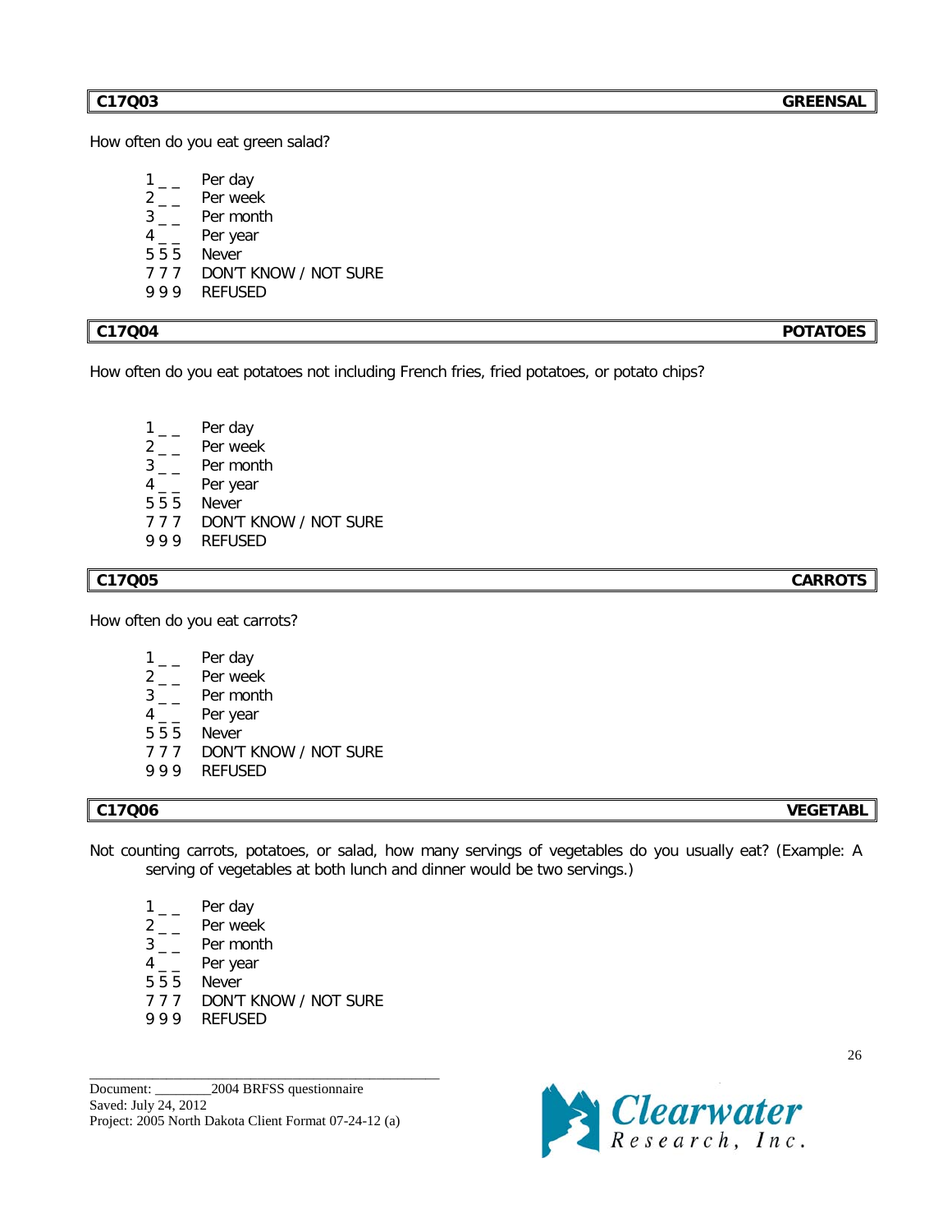**C17Q03** **GREENSAL**

How often do you eat green salad?

1 _ _ Per day
2 _ _ Per week
3 _ _ Per month
4 _ _ Per year
5 5 5 Never
7 7 7 DON'T KNOW / NOT SURE
9 9 9 REFUSED

**C17Q04** **POTATOES**

How often do you eat potatoes not including French fries, fried potatoes, or potato chips?

1 _ _ Per day
2 _ _ Per week
3 _ _ Per month
4 _ _ Per year
5 5 5 Never
7 7 7 DON'T KNOW / NOT SURE
9 9 9 REFUSED

**C17Q05** **CARROTS**

How often do you eat carrots?

1 _ _ Per day
2 _ _ Per week
3 _ _ Per month
4 _ _ Per year
5 5 5 Never
7 7 7 DON'T KNOW / NOT SURE
9 9 9 REFUSED

**C17Q06** **VEGETABL**

Not counting carrots, potatoes, or salad, how many servings of vegetables do you usually eat? (Example: A serving of vegetables at both lunch and dinner would be two servings.)

1 _ _ Per day
2 _ _ Per week
3 _ _ Per month
4 _ _ Per year
5 5 5 Never
7 7 7 DON'T KNOW / NOT SURE
9 9 9 REFUSED

Document: ________2004 BRFSS questionnaire
Saved: July 24, 2012
Project: 2005 North Dakota Client Format 07-24-12 (a)

Clearwater Research, Inc.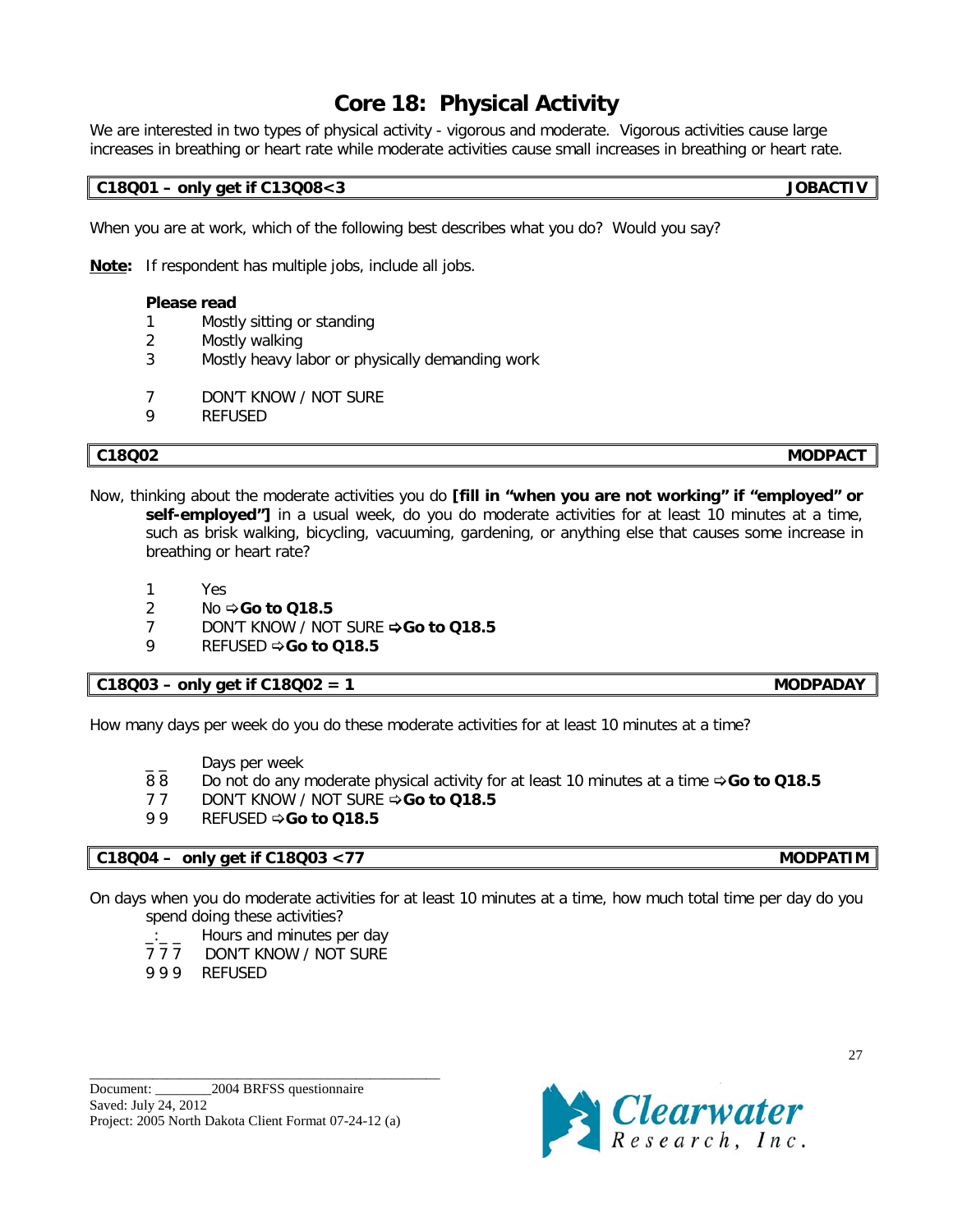# Core 18: Physical Activity

We are interested in two types of physical activity - vigorous and moderate. Vigorous activities cause large increases in breathing or heart rate while moderate activities cause small increases in breathing or heart rate.

| **C18Q01 – only get if C13Q08<3** | **JOBACTIV** |
|---|---|

When you are at work, which of the following best describes what you do? Would you say?

**Note:** If respondent has multiple jobs, include all jobs.

**Please read**

1 Mostly sitting or standing
2 Mostly walking
3 Mostly heavy labor or physically demanding work

7 DON'T KNOW / NOT SURE
9 REFUSED

| **C18Q02** | **MODPACT** |
|---|---|

Now, thinking about the moderate activities you do **[fill in "when you are not working" if "employed" or self-employed"]** in a usual week, do you do moderate activities for at least 10 minutes at a time, such as brisk walking, bicycling, vacuuming, gardening, or anything else that causes some increase in breathing or heart rate?

1 Yes
2 No ⇨ **Go to Q18.5**
7 DON'T KNOW / NOT SURE ⇨ **Go to Q18.5**
9 REFUSED ⇨ **Go to Q18.5**

| **C18Q03 – only get if C18Q02 = 1** | **MODPADAY** |
|---|---|

How many days per week do you do these moderate activities for at least 10 minutes at a time?

_ _ Days per week
8 8 Do not do any moderate physical activity for at least 10 minutes at a time ⇨ **Go to Q18.5**
7 7 DON'T KNOW / NOT SURE ⇨ **Go to Q18.5**
9 9 REFUSED ⇨ **Go to Q18.5**

| **C18Q04 – only get if C18Q03 <77** | **MODPATIM** |
|---|---|

On days when you do moderate activities for at least 10 minutes at a time, how much total time per day do you spend doing these activities?

_:_ _ Hours and minutes per day
7 7 7 DON'T KNOW / NOT SURE
9 9 9 REFUSED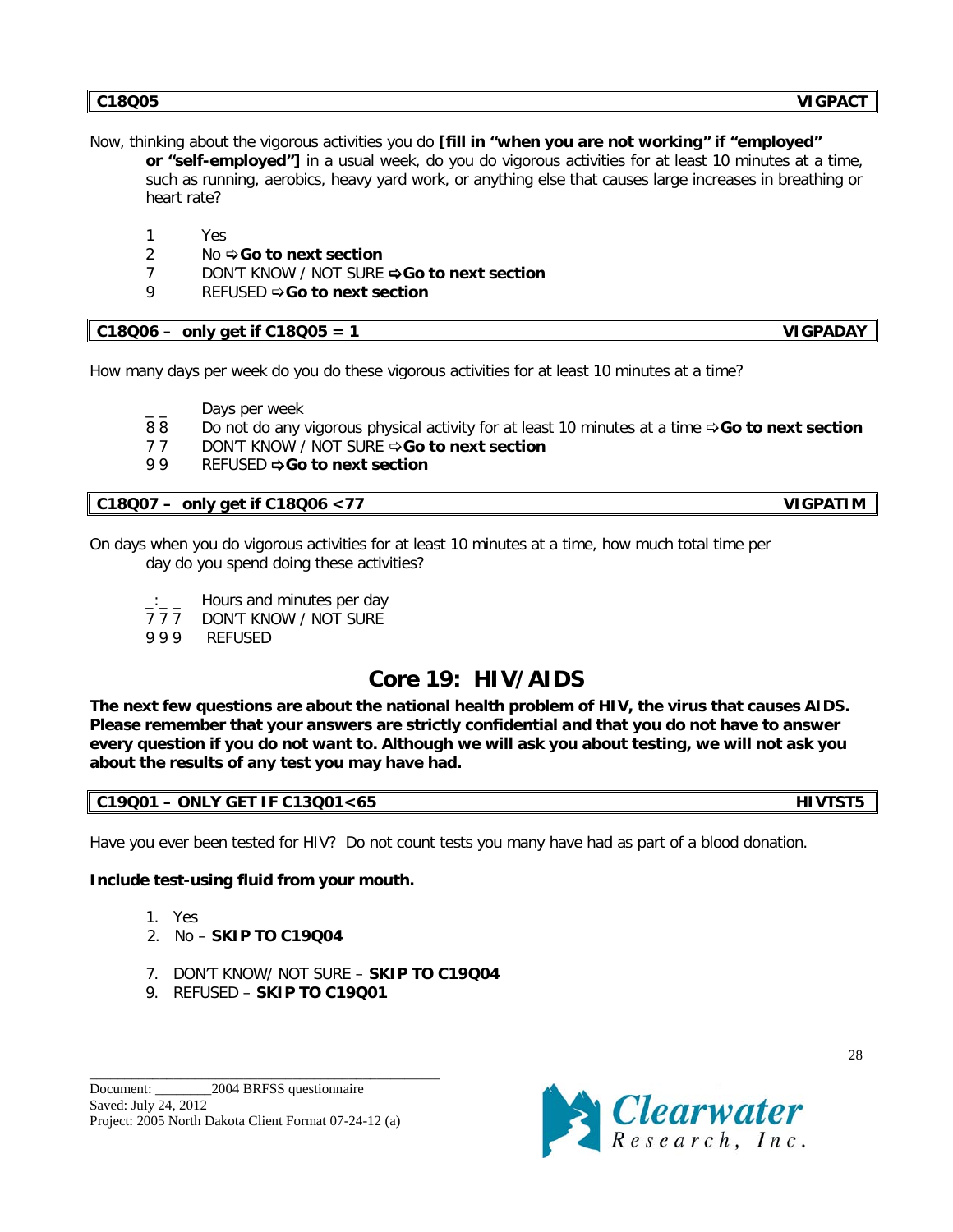| C18Q05 | VIGPACT |
|---|---|

Now, thinking about the vigorous activities you do **[fill in "when you are not working" if "employed" or "self-employed"]** in a usual week, do you do vigorous activities for at least 10 minutes at a time, such as running, aerobics, heavy yard work, or anything else that causes large increases in breathing or heart rate?

1 Yes
2 No ⇨ **Go to next section**
7 DON'T KNOW / NOT SURE ⇨ **Go to next section**
9 REFUSED ⇨ **Go to next section**

| C18Q06 – only get if C18Q05 = 1 | VIGPADAY |
|---|---|

How many days per week do you do these vigorous activities for at least 10 minutes at a time?

_ _ Days per week
8 8 Do not do any vigorous physical activity for at least 10 minutes at a time ⇨ **Go to next section**
7 7 DON'T KNOW / NOT SURE ⇨ **Go to next section**
9 9 REFUSED ⇨ **Go to next section**

| C18Q07 – only get if C18Q06 <77 | VIGPATIM |
|---|---|

On days when you do vigorous activities for at least 10 minutes at a time, how much total time per day do you spend doing these activities?

_:_ _ Hours and minutes per day
7 7 7 DON'T KNOW / NOT SURE
9 9 9 REFUSED

# Core 19: HIV/AIDS

**The next few questions are about the national health problem of HIV, the virus that causes AIDS. Please remember that your answers are strictly confidential and that you do not have to answer every question if you do not want to. Although we will ask you about testing, we will not ask you about the results of any test you may have had.**

| C19Q01 – ONLY GET IF C13Q01<65 | HIVTST5 |
|---|---|

Have you ever been tested for HIV? Do not count tests you many have had as part of a blood donation.

**Include test-using fluid from your mouth.**

1. Yes
2. No – **SKIP TO C19Q04**

7. DON'T KNOW/ NOT SURE – **SKIP TO C19Q04**
9. REFUSED – **SKIP TO C19Q01**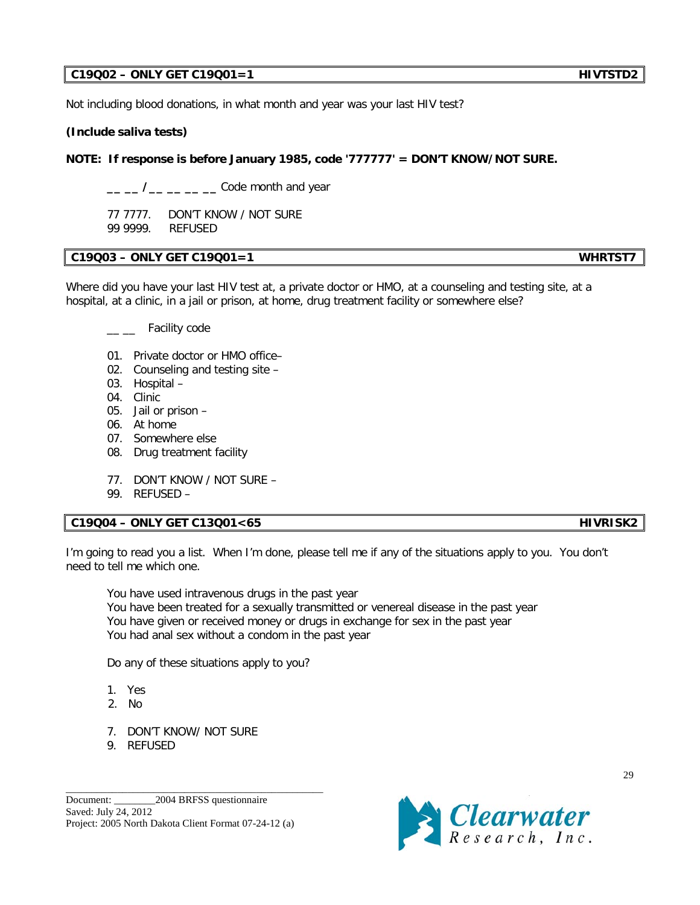| C19Q02 – ONLY GET C19Q01=1 | HIVTSTD2 |
|---|---|

Not including blood donations, in what month and year was your last HIV test?

**(Include saliva tests)**

**NOTE: If response is before January 1985, code '777777' = DON'T KNOW/NOT SURE.**

__ __ /__ __ __ __ Code month and year

77 7777. DON'T KNOW / NOT SURE
99 9999. REFUSED

| C19Q03 – ONLY GET C19Q01=1 | WHRTST7 |
|---|---|

Where did you have your last HIV test at, a private doctor or HMO, at a counseling and testing site, at a hospital, at a clinic, in a jail or prison, at home, drug treatment facility or somewhere else?

__ __ Facility code

01. Private doctor or HMO office–
02. Counseling and testing site –
03. Hospital –
04. Clinic
05. Jail or prison –
06. At home
07. Somewhere else
08. Drug treatment facility

77. DON'T KNOW / NOT SURE –
99. REFUSED –

| C19Q04 – ONLY GET C13Q01<65 | HIVRISK2 |
|---|---|

I'm going to read you a list. When I'm done, please tell me if any of the situations apply to you. You don't need to tell me which one.

You have used intravenous drugs in the past year
You have been treated for a sexually transmitted or venereal disease in the past year
You have given or received money or drugs in exchange for sex in the past year
You had anal sex without a condom in the past year

Do any of these situations apply to you?

1. Yes
2. No

7. DON'T KNOW/ NOT SURE
9. REFUSED

Document: ________2004 BRFSS questionnaire
Saved: July 24, 2012
Project: 2005 North Dakota Client Format 07-24-12 (a)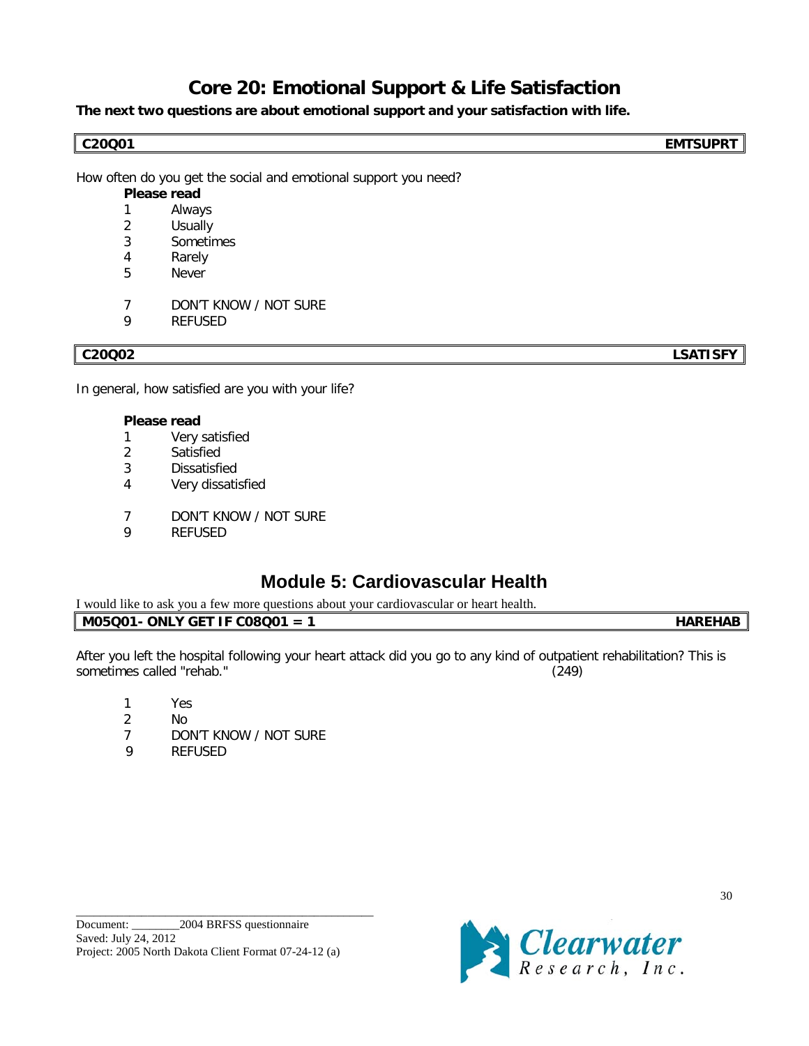# Core 20: Emotional Support & Life Satisfaction

**The next two questions are about emotional support and your satisfaction with life.**

| **C20Q01** | **EMTSUPRT** |
|---|---|

How often do you get the social and emotional support you need?

**Please read**

1 Always
2 Usually
3 Sometimes
4 Rarely
5 Never

7 DON'T KNOW / NOT SURE
9 REFUSED

| **C20Q02** | **LSATISFY** |
|---|---|

In general, how satisfied are you with your life?

**Please read**

1 Very satisfied
2 Satisfied
3 Dissatisfied
4 Very dissatisfied

7 DON'T KNOW / NOT SURE
9 REFUSED

# Module 5: Cardiovascular Health

I would like to ask you a few more questions about your cardiovascular or heart health.

| **M05Q01- ONLY GET IF C08Q01 = 1** | **HAREHAB** |
|---|---|

After you left the hospital following your heart attack did you go to any kind of outpatient rehabilitation? This is sometimes called "rehab." (249)

1 Yes
2 No
7 DON'T KNOW / NOT SURE
9 REFUSED

Document: ________2004 BRFSS questionnaire
Saved: July 24, 2012
Project: 2005 North Dakota Client Format 07-24-12 (a)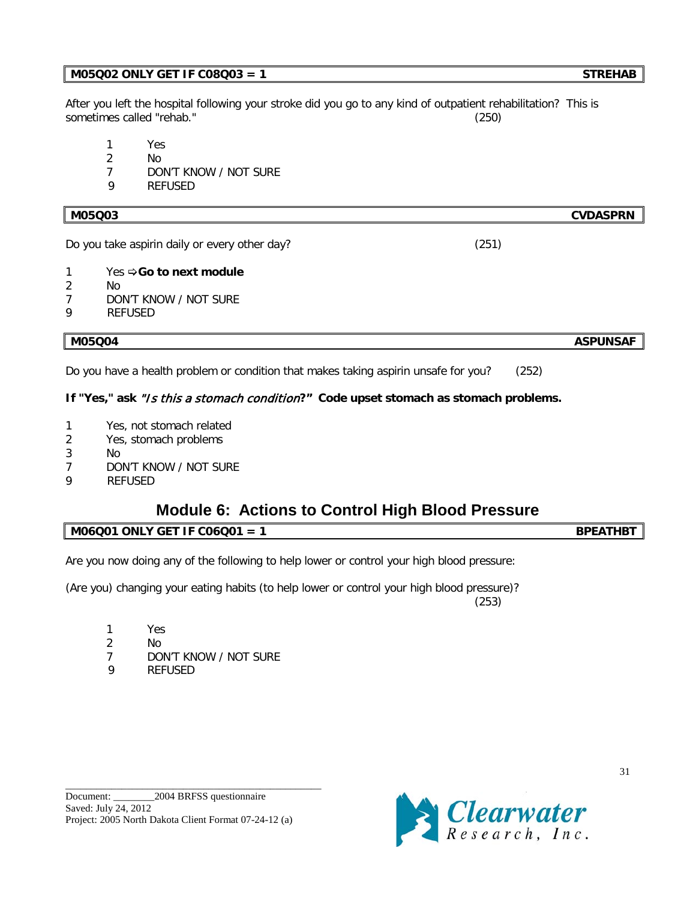| M05Q02 ONLY GET IF C08Q03 = 1 | STREHAB |
|---|---|

After you left the hospital following your stroke did you go to any kind of outpatient rehabilitation? This is sometimes called "rehab." (250)

1 Yes
2 No
7 DON'T KNOW / NOT SURE
9 REFUSED

| M05Q03 | CVDASPRN |
|---|---|

Do you take aspirin daily or every other day? (251)

1 Yes ⇨ **Go to next module**
2 No
7 DON'T KNOW / NOT SURE
9 REFUSED

| M05Q04 | ASPUNSAF |
|---|---|

Do you have a health problem or condition that makes taking aspirin unsafe for you? (252)

**If "Yes," ask *"Is this a stomach condition*?" Code upset stomach as stomach problems.**

1 Yes, not stomach related
2 Yes, stomach problems
3 No
7 DON'T KNOW / NOT SURE
9 REFUSED

## Module 6: Actions to Control High Blood Pressure

| M06Q01 ONLY GET IF C06Q01 = 1 | BPEATHBT |
|---|---|

Are you now doing any of the following to help lower or control your high blood pressure:

(Are you) changing your eating habits (to help lower or control your high blood pressure)? (253)

1 Yes
2 No
7 DON'T KNOW / NOT SURE
9 REFUSED

Document: ________2004 BRFSS questionnaire
Saved: July 24, 2012
Project: 2005 North Dakota Client Format 07-24-12 (a)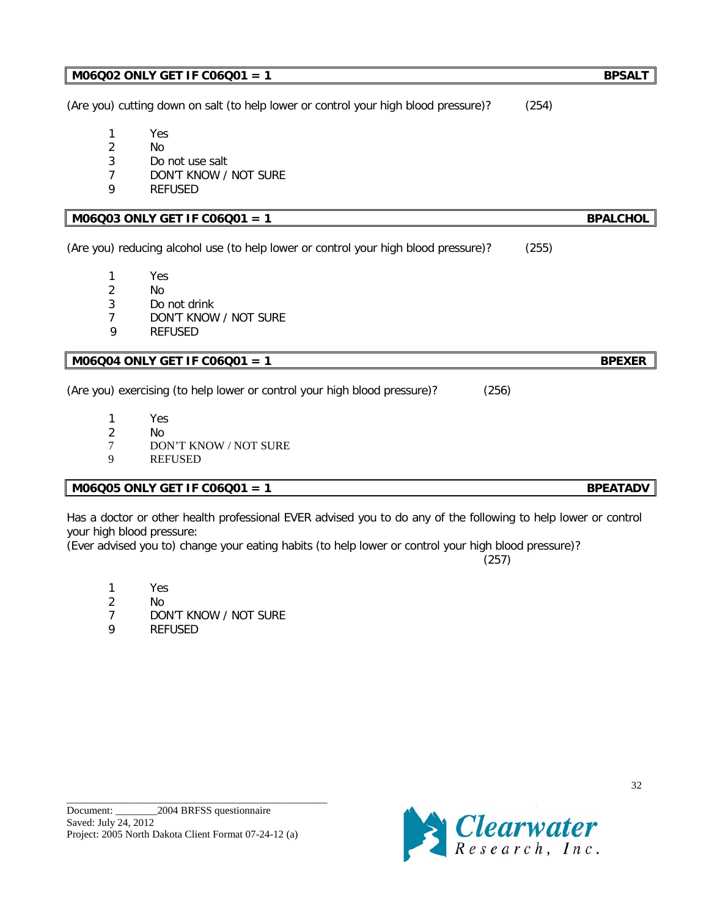| M06Q02 ONLY GET IF C06Q01 = 1 | BPSALT |
|---|---|

(Are you) cutting down on salt (to help lower or control your high blood pressure)? (254)

1 Yes
2 No
3 Do not use salt
7 DON'T KNOW / NOT SURE
9 REFUSED

| M06Q03 ONLY GET IF C06Q01 = 1 | BPALCHOL |
|---|---|

(Are you) reducing alcohol use (to help lower or control your high blood pressure)? (255)

1 Yes
2 No
3 Do not drink
7 DON'T KNOW / NOT SURE
9 REFUSED

| M06Q04 ONLY GET IF C06Q01 = 1 | BPEXER |
|---|---|

(Are you) exercising (to help lower or control your high blood pressure)? (256)

1 Yes
2 No
7 DON'T KNOW / NOT SURE
9 REFUSED

| M06Q05 ONLY GET IF C06Q01 = 1 | BPEATADV |
|---|---|

Has a doctor or other health professional EVER advised you to do any of the following to help lower or control your high blood pressure:
(Ever advised you to) change your eating habits (to help lower or control your high blood pressure)? (257)

1 Yes
2 No
7 DON'T KNOW / NOT SURE
9 REFUSED

Document: ________2004 BRFSS questionnaire
Saved: July 24, 2012
Project: 2005 North Dakota Client Format 07-24-12 (a)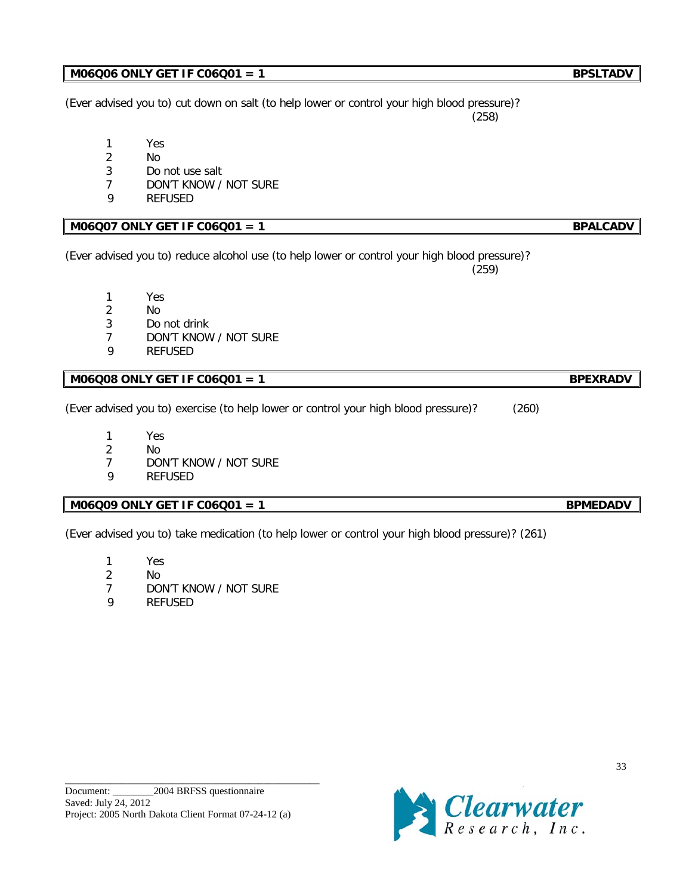**M06Q06 ONLY GET IF C06Q01 = 1** **BPSLTADV**

(Ever advised you to) cut down on salt (to help lower or control your high blood pressure)? (258)

1 Yes
2 No
3 Do not use salt
7 DON'T KNOW / NOT SURE
9 REFUSED

**M06Q07 ONLY GET IF C06Q01 = 1** **BPALCADV**

(Ever advised you to) reduce alcohol use (to help lower or control your high blood pressure)? (259)

1 Yes
2 No
3 Do not drink
7 DON'T KNOW / NOT SURE
9 REFUSED

**M06Q08 ONLY GET IF C06Q01 = 1** **BPEXRADV**

(Ever advised you to) exercise (to help lower or control your high blood pressure)? (260)

1 Yes
2 No
7 DON'T KNOW / NOT SURE
9 REFUSED

**M06Q09 ONLY GET IF C06Q01 = 1** **BPMEDADV**

(Ever advised you to) take medication (to help lower or control your high blood pressure)? (261)

1 Yes
2 No
7 DON'T KNOW / NOT SURE
9 REFUSED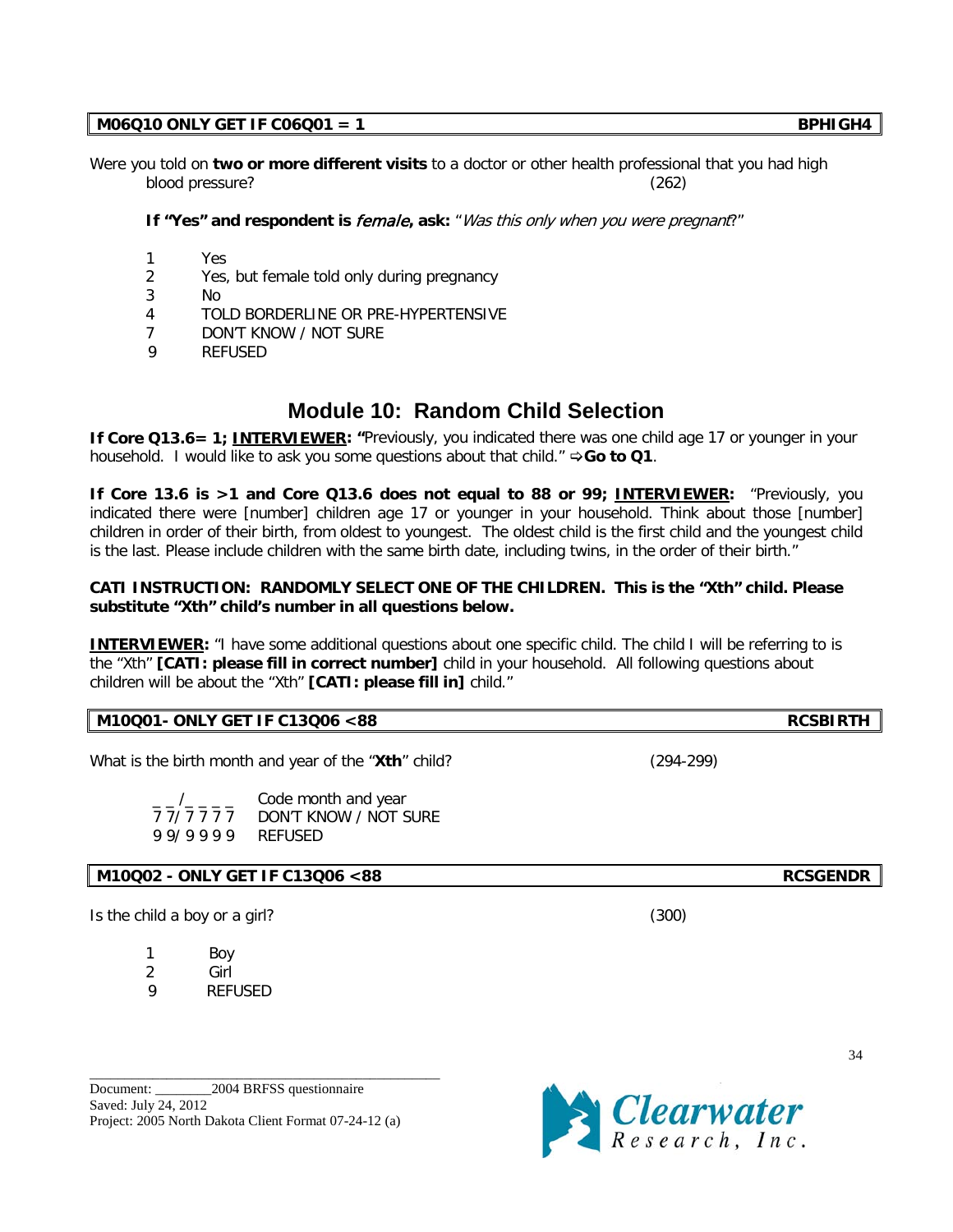| **M06Q10 ONLY GET IF C06Q01 = 1** | **BPHIGH4** |
|---|---|

Were you told on **two or more different visits** to a doctor or other health professional that you had high blood pressure? (262)

**If "Yes" and respondent is *female*, ask:** "*Was this only when you were pregnant*?"

1 Yes
2 Yes, but female told only during pregnancy
3 No
4 TOLD BORDERLINE OR PRE-HYPERTENSIVE
7 DON'T KNOW / NOT SURE
9 REFUSED

# Module 10: Random Child Selection

**If Core Q13.6= 1; INTERVIEWER: "**Previously, you indicated there was one child age 17 or younger in your household. I would like to ask you some questions about that child." ⇨**Go to Q1**.

**If Core 13.6 is >1 and Core Q13.6 does not equal to 88 or 99; INTERVIEWER:** "Previously, you indicated there were [number] children age 17 or younger in your household. Think about those [number] children in order of their birth, from oldest to youngest. The oldest child is the first child and the youngest child is the last. Please include children with the same birth date, including twins, in the order of their birth."

**CATI INSTRUCTION: RANDOMLY SELECT ONE OF THE CHILDREN. This is the "Xth" child. Please substitute "Xth" child's number in all questions below.**

**INTERVIEWER:** "I have some additional questions about one specific child. The child I will be referring to is the "Xth" **[CATI: please fill in correct number]** child in your household. All following questions about children will be about the "Xth" **[CATI: please fill in]** child."

| **M10Q01- ONLY GET IF C13Q06 <88** | **RCSBIRTH** |
|---|---|

What is the birth month and year of the "**Xth**" child? (294-299)

_ _/_ _ _ _ Code month and year
7 7/ 7 7 7 7 DON'T KNOW / NOT SURE
9 9/ 9 9 9 9 REFUSED

| **M10Q02 - ONLY GET IF C13Q06 <88** | **RCSGENDR** |
|---|---|

Is the child a boy or a girl? (300)

1 Boy
2 Girl
9 REFUSED

Document: ________2004 BRFSS questionnaire
Saved: July 24, 2012
Project: 2005 North Dakota Client Format 07-24-12 (a)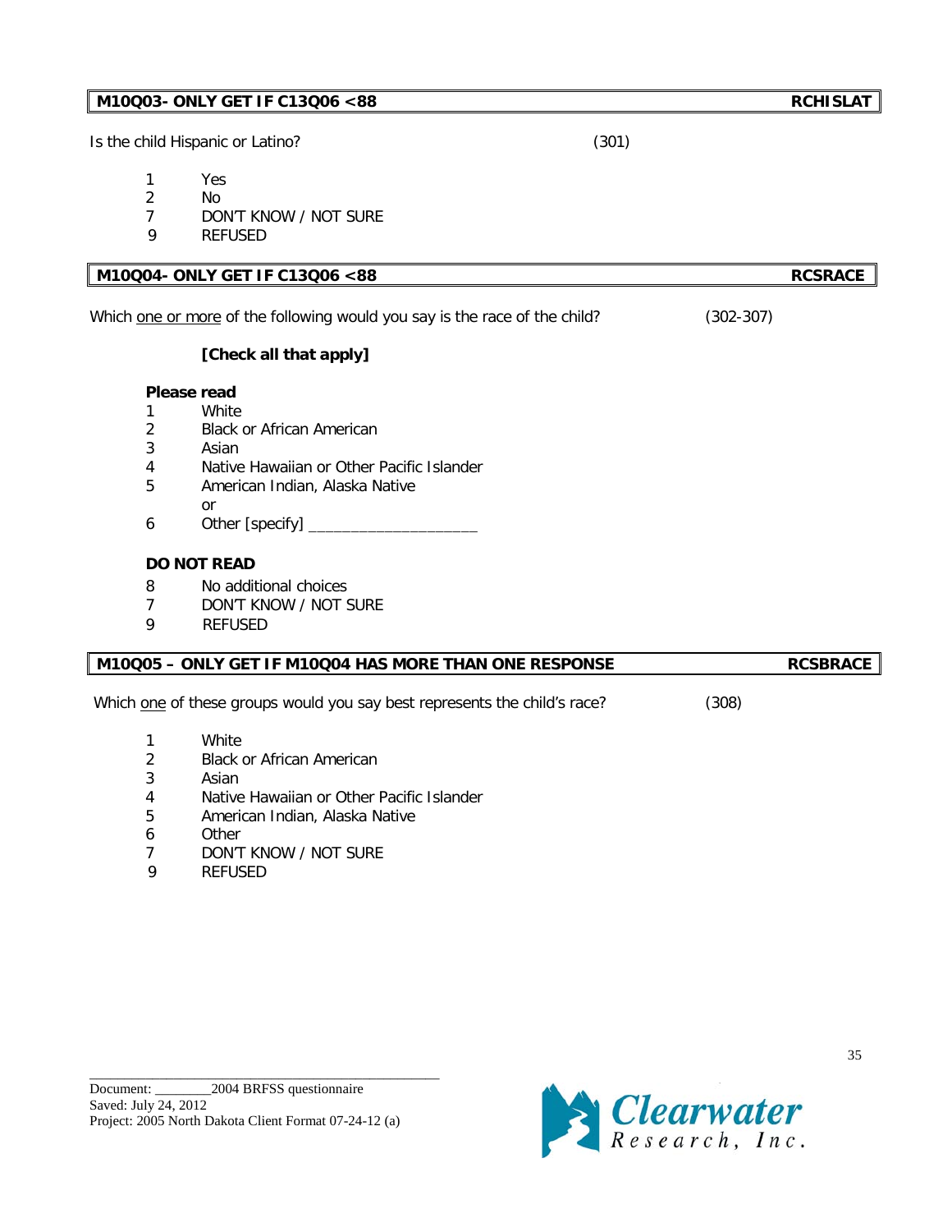**M10Q03- ONLY GET IF C13Q06 <88** **RCHISLAT**

Is the child Hispanic or Latino? (301)

1 Yes
2 No
7 DON'T KNOW / NOT SURE
9 REFUSED

**M10Q04- ONLY GET IF C13Q06 <88** **RCSRACE**

Which one or more of the following would you say is the race of the child? (302-307)

**[Check all that apply]**

**Please read**

1 White
2 Black or African American
3 Asian
4 Native Hawaiian or Other Pacific Islander
5 American Indian, Alaska Native
or
6 Other [specify] ____________________

**DO NOT READ**

8 No additional choices
7 DON'T KNOW / NOT SURE
9 REFUSED

**M10Q05 – ONLY GET IF M10Q04 HAS MORE THAN ONE RESPONSE** **RCSBRACE**

Which one of these groups would you say best represents the child's race? (308)

1 White
2 Black or African American
3 Asian
4 Native Hawaiian or Other Pacific Islander
5 American Indian, Alaska Native
6 Other
7 DON'T KNOW / NOT SURE
9 REFUSED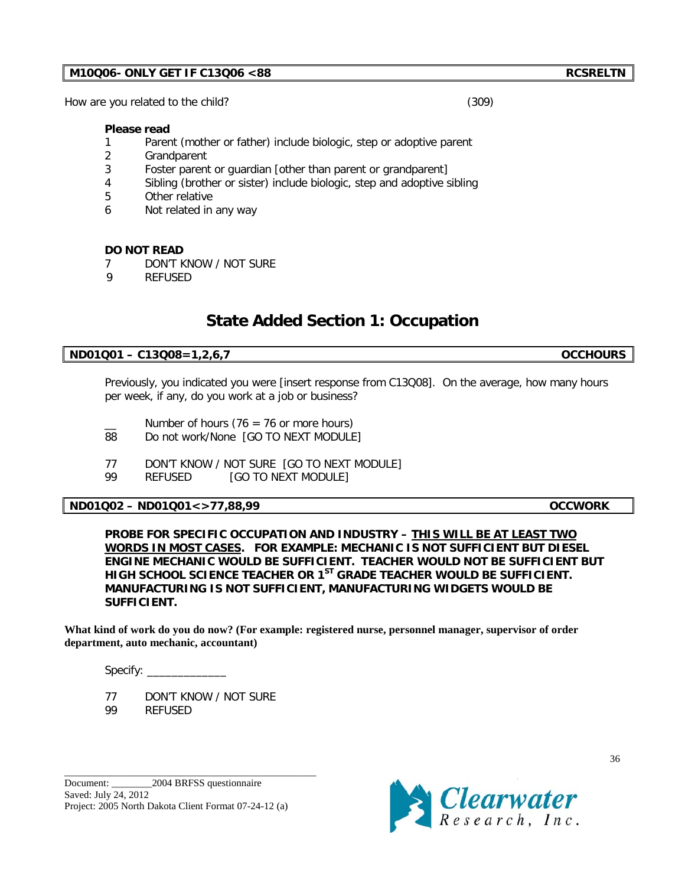**M10Q06- ONLY GET IF C13Q06 <88** **RCSRELTN**

How are you related to the child? (309)

**Please read**

1 Parent (mother or father) include biologic, step or adoptive parent
2 Grandparent
3 Foster parent or guardian [other than parent or grandparent]
4 Sibling (brother or sister) include biologic, step and adoptive sibling
5 Other relative
6 Not related in any way

**DO NOT READ**

7 DON'T KNOW / NOT SURE
9 REFUSED

# State Added Section 1: Occupation

**ND01Q01 – C13Q08=1,2,6,7** **OCCHOURS**

Previously, you indicated you were [insert response from C13Q08]. On the average, how many hours per week, if any, do you work at a job or business?

__ Number of hours (76 = 76 or more hours)
88 Do not work/None [GO TO NEXT MODULE]

77 DON'T KNOW / NOT SURE [GO TO NEXT MODULE]
99 REFUSED [GO TO NEXT MODULE]

**ND01Q02 – ND01Q01<>77,88,99** **OCCWORK**

**PROBE FOR SPECIFIC OCCUPATION AND INDUSTRY – <u>THIS WILL BE AT LEAST TWO WORDS IN MOST CASES</u>. FOR EXAMPLE: MECHANIC IS NOT SUFFICIENT BUT DIESEL ENGINE MECHANIC WOULD BE SUFFICIENT. TEACHER WOULD NOT BE SUFFICIENT BUT HIGH SCHOOL SCIENCE TEACHER OR 1ST GRADE TEACHER WOULD BE SUFFICIENT. MANUFACTURING IS NOT SUFFICIENT, MANUFACTURING WIDGETS WOULD BE SUFFICIENT.**

**What kind of work do you do now? (For example: registered nurse, personnel manager, supervisor of order department, auto mechanic, accountant)**

Specify: _____________

77 DON'T KNOW / NOT SURE
99 REFUSED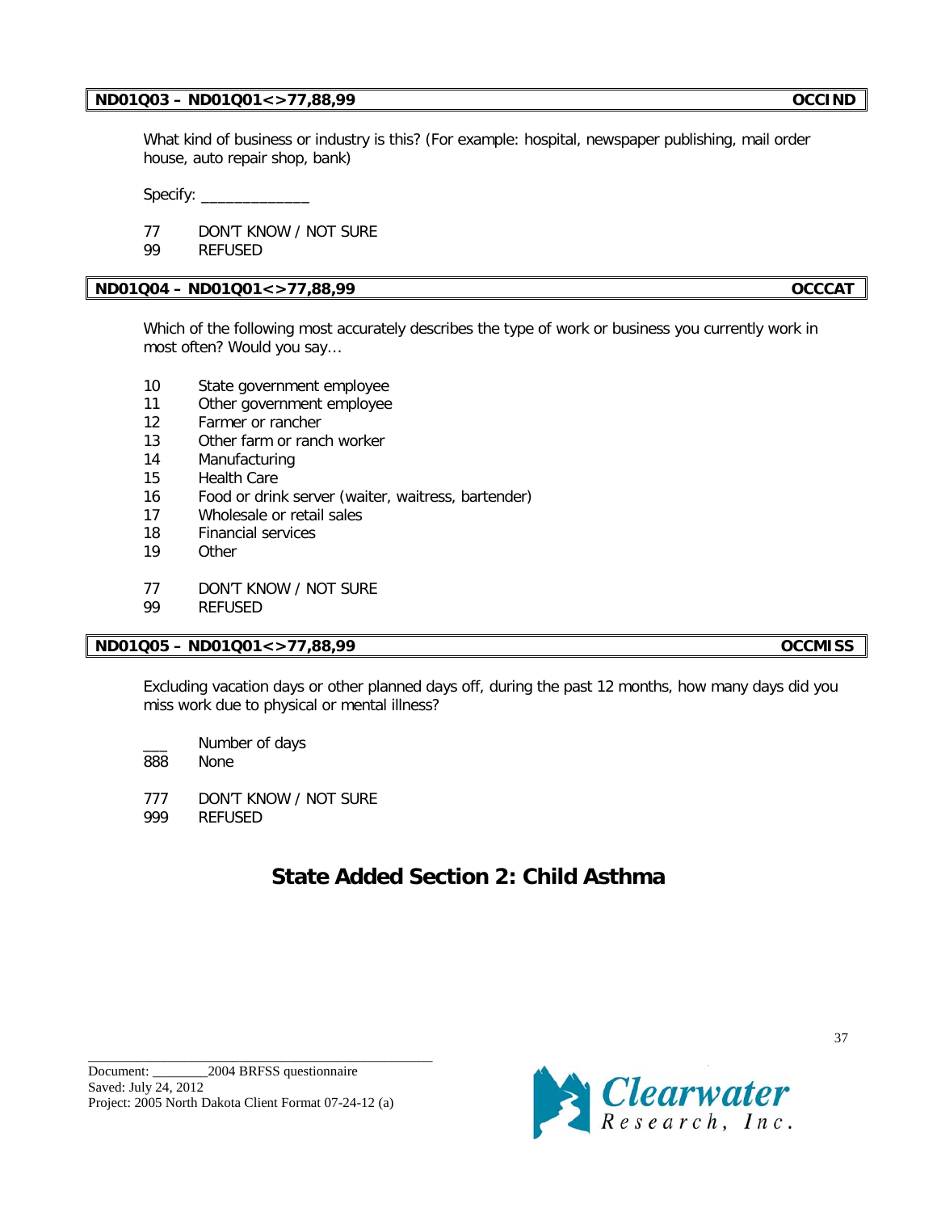**ND01Q03 – ND01Q01<>77,88,99** **OCCIND**

What kind of business or industry is this? (For example: hospital, newspaper publishing, mail order house, auto repair shop, bank)

Specify: _____________

77 DON'T KNOW / NOT SURE
99 REFUSED

**ND01Q04 – ND01Q01<>77,88,99** **OCCCAT**

Which of the following most accurately describes the type of work or business you currently work in most often? Would you say…

10 State government employee
11 Other government employee
12 Farmer or rancher
13 Other farm or ranch worker
14 Manufacturing
15 Health Care
16 Food or drink server (waiter, waitress, bartender)
17 Wholesale or retail sales
18 Financial services
19 Other

77 DON'T KNOW / NOT SURE
99 REFUSED

**ND01Q05 – ND01Q01<>77,88,99** **OCCMISS**

Excluding vacation days or other planned days off, during the past 12 months, how many days did you miss work due to physical or mental illness?

___ Number of days
888 None

777 DON'T KNOW / NOT SURE
999 REFUSED

# State Added Section 2: Child Asthma

Document: ________2004 BRFSS questionnaire
Saved: July 24, 2012
Project: 2005 North Dakota Client Format 07-24-12 (a)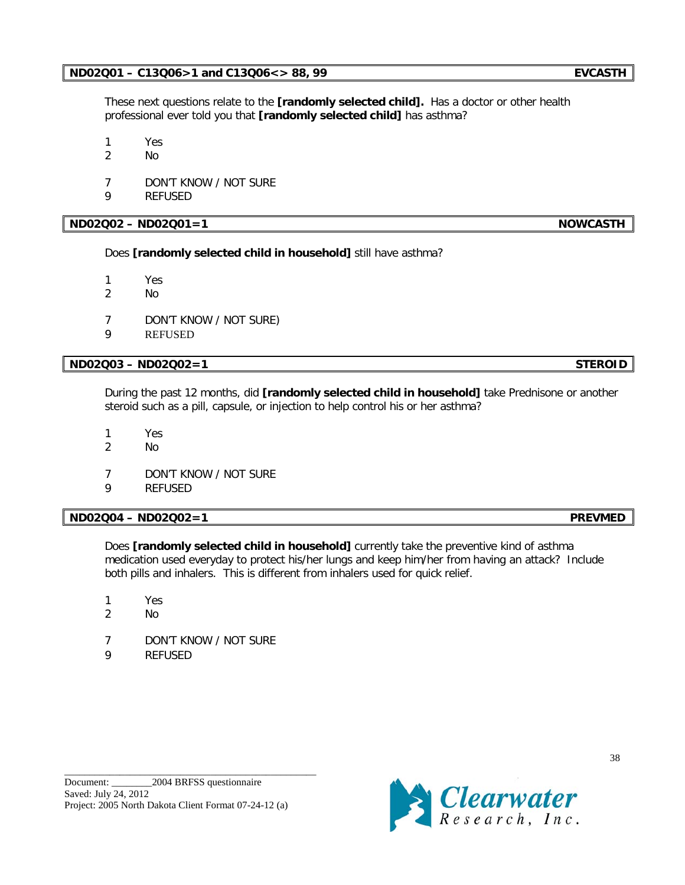**ND02Q01 – C13Q06>1 and C13Q06<> 88, 99** **EVCASTH**

These next questions relate to the **[randomly selected child].** Has a doctor or other health professional ever told you that **[randomly selected child]** has asthma?

1 Yes
2 No

7 DON'T KNOW / NOT SURE
9 REFUSED

**ND02Q02 – ND02Q01=1** **NOWCASTH**

Does **[randomly selected child in household]** still have asthma?

1 Yes
2 No

7 DON'T KNOW / NOT SURE)
9 REFUSED

**ND02Q03 – ND02Q02=1** **STEROID**

During the past 12 months, did **[randomly selected child in household]** take Prednisone or another steroid such as a pill, capsule, or injection to help control his or her asthma?

1 Yes
2 No

7 DON'T KNOW / NOT SURE
9 REFUSED

**ND02Q04 – ND02Q02=1** **PREVMED**

Does **[randomly selected child in household]** currently take the preventive kind of asthma medication used everyday to protect his/her lungs and keep him/her from having an attack? Include both pills and inhalers. This is different from inhalers used for quick relief.

1 Yes
2 No

7 DON'T KNOW / NOT SURE
9 REFUSED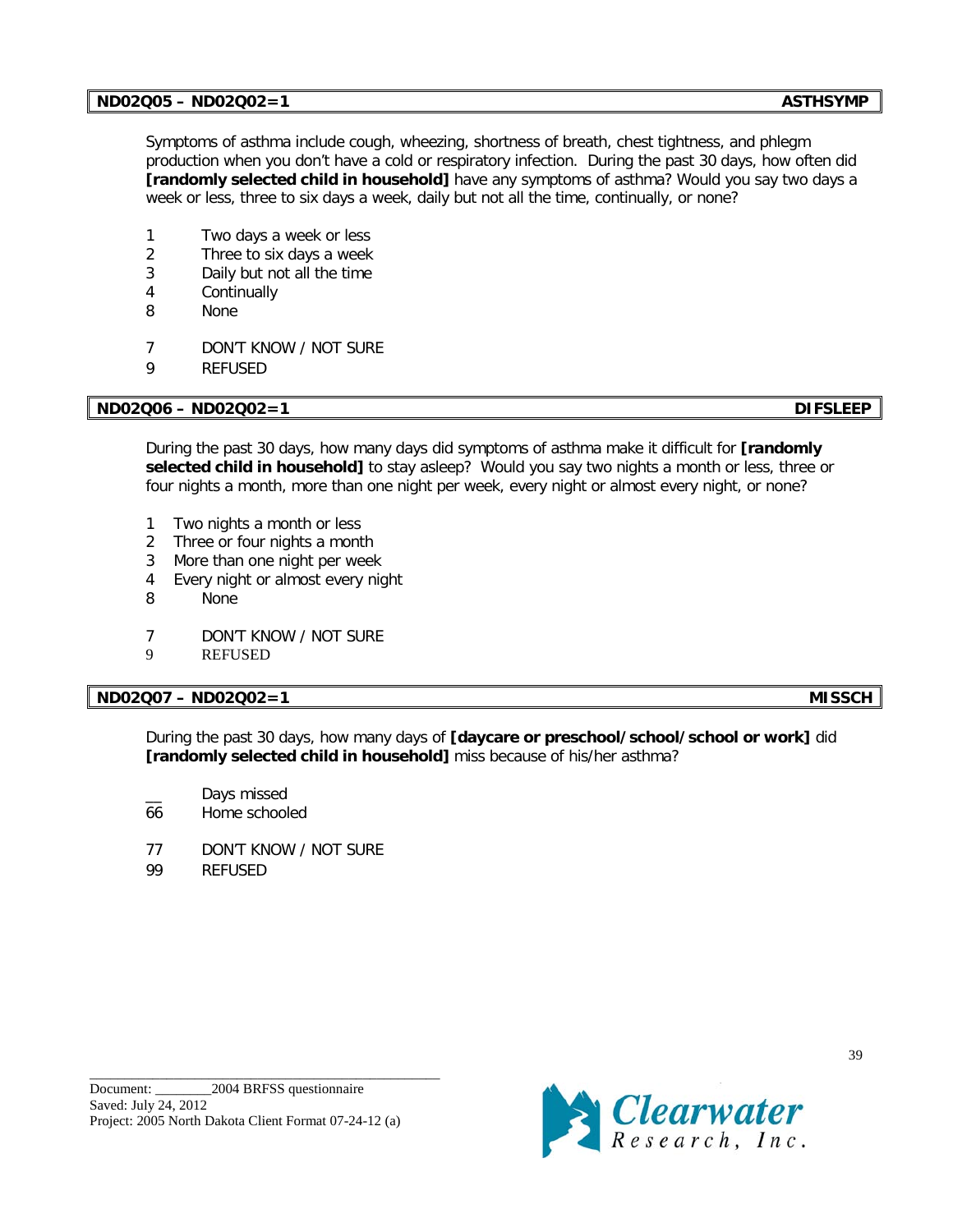**ND02Q05 – ND02Q02=1** **ASTHSYMP**

Symptoms of asthma include cough, wheezing, shortness of breath, chest tightness, and phlegm production when you don't have a cold or respiratory infection. During the past 30 days, how often did **[randomly selected child in household]** have any symptoms of asthma? Would you say two days a week or less, three to six days a week, daily but not all the time, continually, or none?

1 Two days a week or less
2 Three to six days a week
3 Daily but not all the time
4 Continually
8 None

7 DON'T KNOW / NOT SURE
9 REFUSED

**ND02Q06 – ND02Q02=1** **DIFSLEEP**

During the past 30 days, how many days did symptoms of asthma make it difficult for **[randomly selected child in household]** to stay asleep? Would you say two nights a month or less, three or four nights a month, more than one night per week, every night or almost every night, or none?

1 Two nights a month or less
2 Three or four nights a month
3 More than one night per week
4 Every night or almost every night
8 None

7 DON'T KNOW / NOT SURE
9 REFUSED

**ND02Q07 – ND02Q02=1** **MISSCH**

During the past 30 days, how many days of **[daycare or preschool/school/school or work]** did **[randomly selected child in household]** miss because of his/her asthma?

__ Days missed
66 Home schooled

77 DON'T KNOW / NOT SURE
99 REFUSED

Document: ________2004 BRFSS questionnaire
Saved: July 24, 2012
Project: 2005 North Dakota Client Format 07-24-12 (a)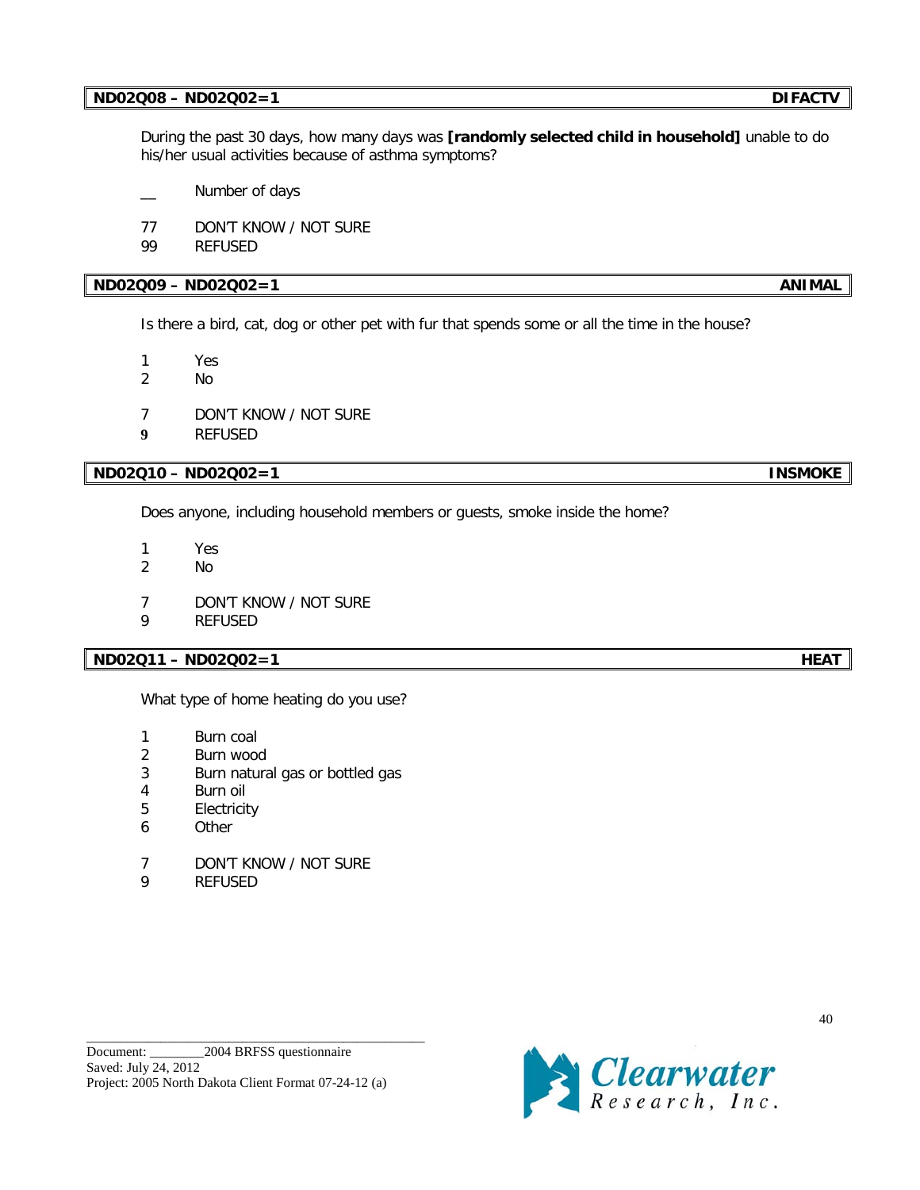**ND02Q08 – ND02Q02=1** **DIFACTV**

During the past 30 days, how many days was **[randomly selected child in household]** unable to do his/her usual activities because of asthma symptoms?

__ Number of days

77 DON'T KNOW / NOT SURE
99 REFUSED

**ND02Q09 – ND02Q02=1** **ANIMAL**

Is there a bird, cat, dog or other pet with fur that spends some or all the time in the house?

1 Yes
2 No

7 DON'T KNOW / NOT SURE
9 REFUSED

**ND02Q10 – ND02Q02=1** **INSMOKE**

Does anyone, including household members or guests, smoke inside the home?

1 Yes
2 No

7 DON'T KNOW / NOT SURE
9 REFUSED

**ND02Q11 – ND02Q02=1** **HEAT**

What type of home heating do you use?

1 Burn coal
2 Burn wood
3 Burn natural gas or bottled gas
4 Burn oil
5 Electricity
6 Other

7 DON'T KNOW / NOT SURE
9 REFUSED

Document: ________2004 BRFSS questionnaire
Saved: July 24, 2012
Project: 2005 North Dakota Client Format 07-24-12 (a)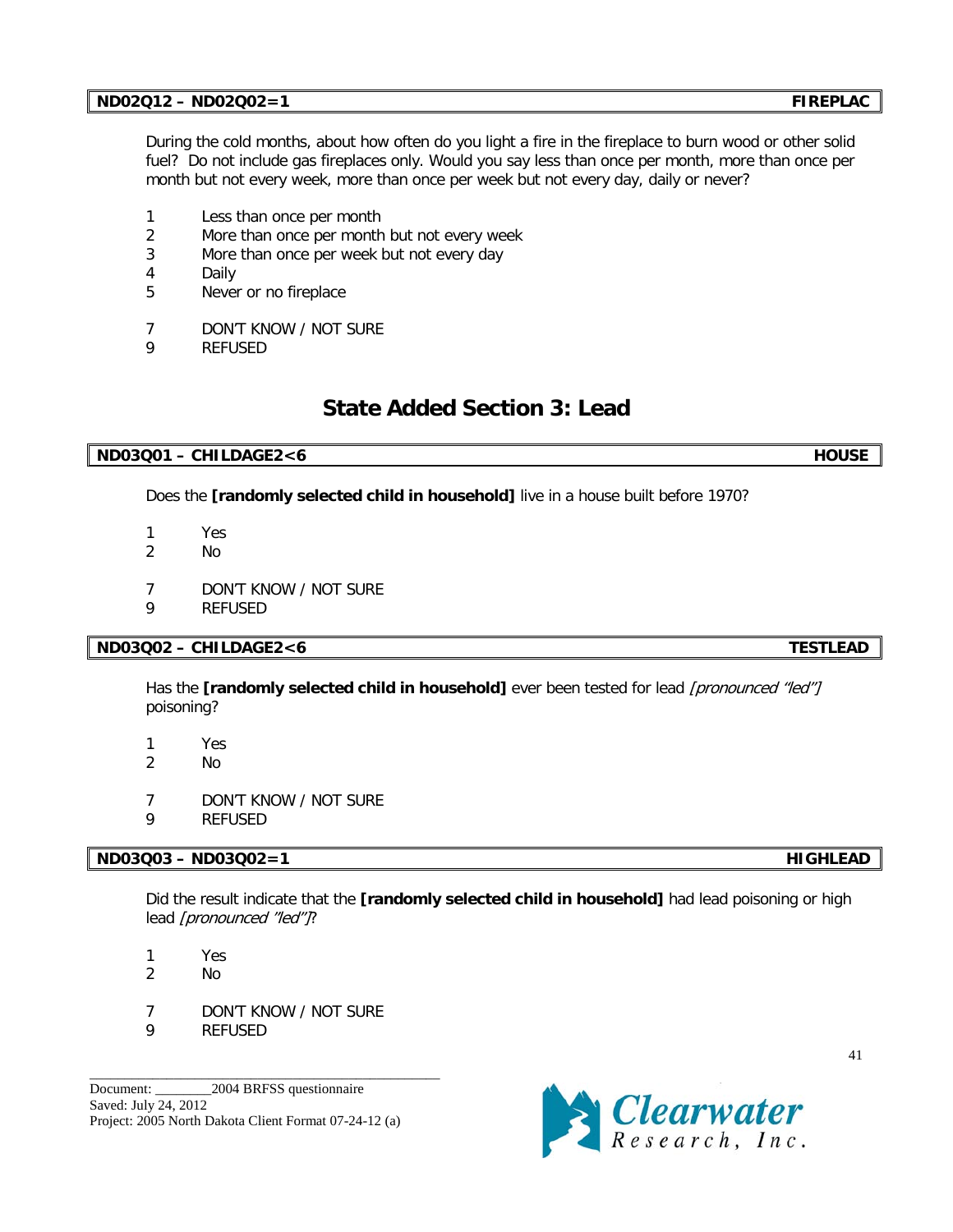**ND02Q12 – ND02Q02=1** **FIREPLAC**

During the cold months, about how often do you light a fire in the fireplace to burn wood or other solid fuel? Do not include gas fireplaces only. Would you say less than once per month, more than once per month but not every week, more than once per week but not every day, daily or never?

1 Less than once per month
2 More than once per month but not every week
3 More than once per week but not every day
4 Daily
5 Never or no fireplace

7 DON'T KNOW / NOT SURE
9 REFUSED

# State Added Section 3: Lead

**ND03Q01 – CHILDAGE2<6** **HOUSE**

Does the **[randomly selected child in household]** live in a house built before 1970?

1 Yes
2 No

7 DON'T KNOW / NOT SURE
9 REFUSED

**ND03Q02 – CHILDAGE2<6** **TESTLEAD**

Has the **[randomly selected child in household]** ever been tested for lead *[pronounced "led"]* poisoning?

1 Yes
2 No

7 DON'T KNOW / NOT SURE
9 REFUSED

**ND03Q03 – ND03Q02=1** **HIGHLEAD**

Did the result indicate that the **[randomly selected child in household]** had lead poisoning or high lead *[pronounced "led"]*?

1 Yes
2 No

7 DON'T KNOW / NOT SURE
9 REFUSED

Document: ________2004 BRFSS questionnaire
Saved: July 24, 2012
Project: 2005 North Dakota Client Format 07-24-12 (a)

Clearwater Research, Inc.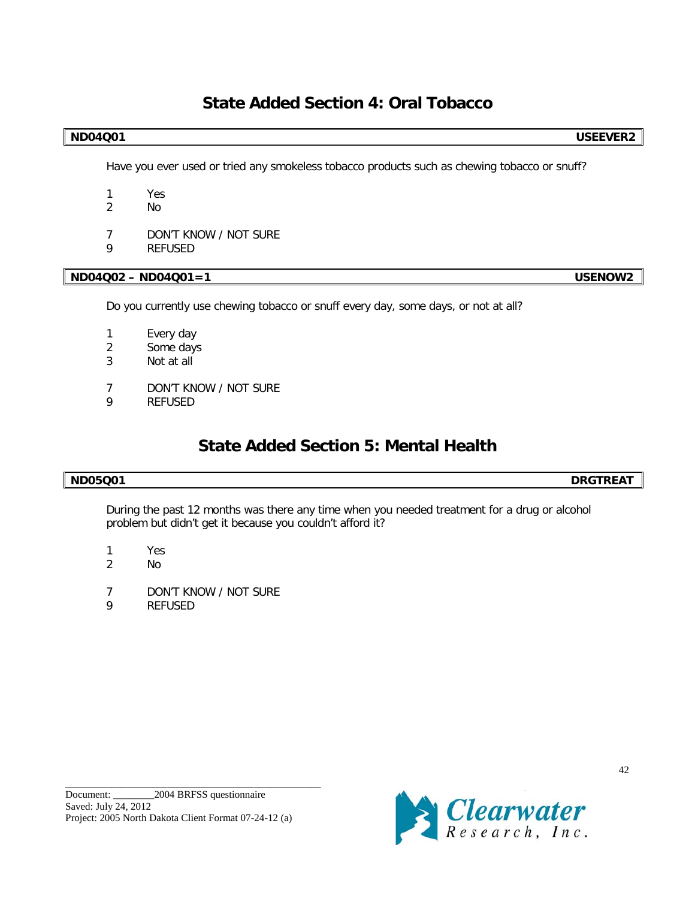# State Added Section 4: Oral Tobacco

| ND04Q01 | USEEVER2 |
|---|---|

Have you ever used or tried any smokeless tobacco products such as chewing tobacco or snuff?

1 Yes
2 No

7 DON'T KNOW / NOT SURE
9 REFUSED

| ND04Q02 – ND04Q01=1 | USENOW2 |
|---|---|

Do you currently use chewing tobacco or snuff every day, some days, or not at all?

1 Every day
2 Some days
3 Not at all

7 DON'T KNOW / NOT SURE
9 REFUSED

# State Added Section 5: Mental Health

| ND05Q01 | DRGTREAT |
|---|---|

During the past 12 months was there any time when you needed treatment for a drug or alcohol problem but didn't get it because you couldn't afford it?

1 Yes
2 No

7 DON'T KNOW / NOT SURE
9 REFUSED

Document: ________2004 BRFSS questionnaire
Saved: July 24, 2012
Project: 2005 North Dakota Client Format 07-24-12 (a)

Clearwater Research, Inc.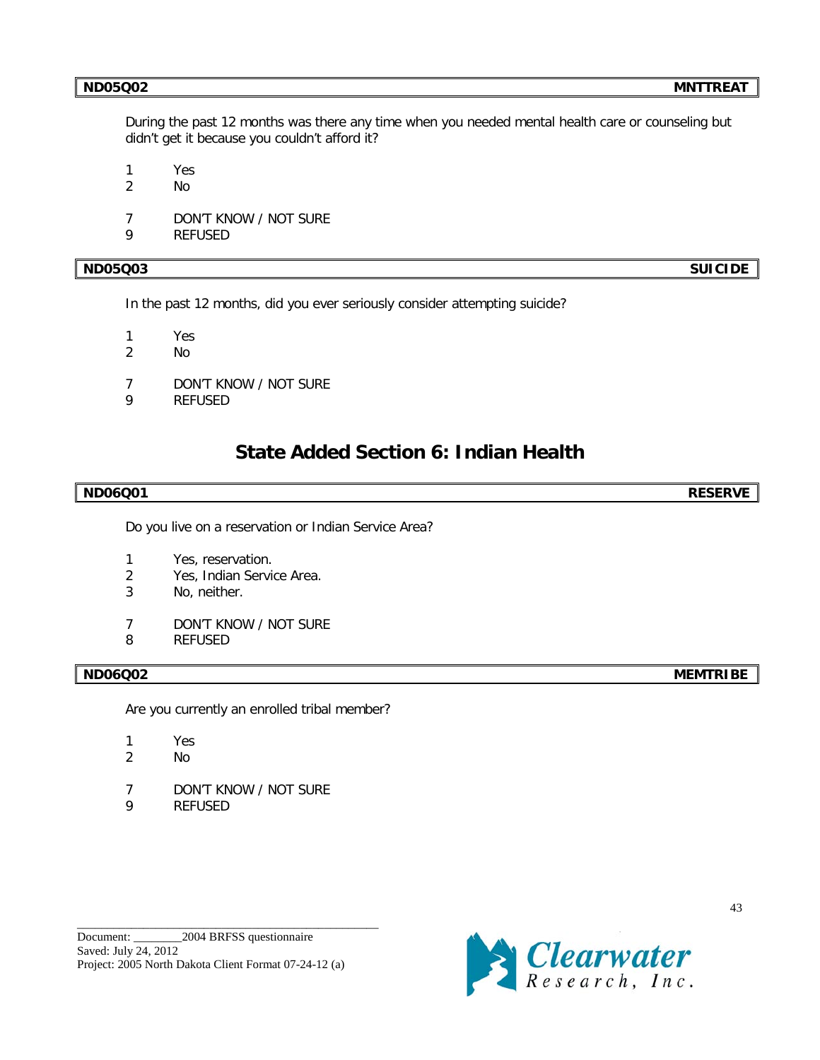| ND05Q02 | MNTTREAT |
| --- | --- |

During the past 12 months was there any time when you needed mental health care or counseling but didn't get it because you couldn't afford it?

1 Yes
2 No

7 DON'T KNOW / NOT SURE
9 REFUSED

| ND05Q03 | SUICIDE |
| --- | --- |

In the past 12 months, did you ever seriously consider attempting suicide?

1 Yes
2 No

7 DON'T KNOW / NOT SURE
9 REFUSED

# State Added Section 6: Indian Health

| ND06Q01 | RESERVE |
| --- | --- |

Do you live on a reservation or Indian Service Area?

1 Yes, reservation.
2 Yes, Indian Service Area.
3 No, neither.

7 DON'T KNOW / NOT SURE
8 REFUSED

| ND06Q02 | MEMTRIBE |
| --- | --- |

Are you currently an enrolled tribal member?

1 Yes
2 No

7 DON'T KNOW / NOT SURE
9 REFUSED

Document: ________2004 BRFSS questionnaire
Saved: July 24, 2012
Project: 2005 North Dakota Client Format 07-24-12 (a)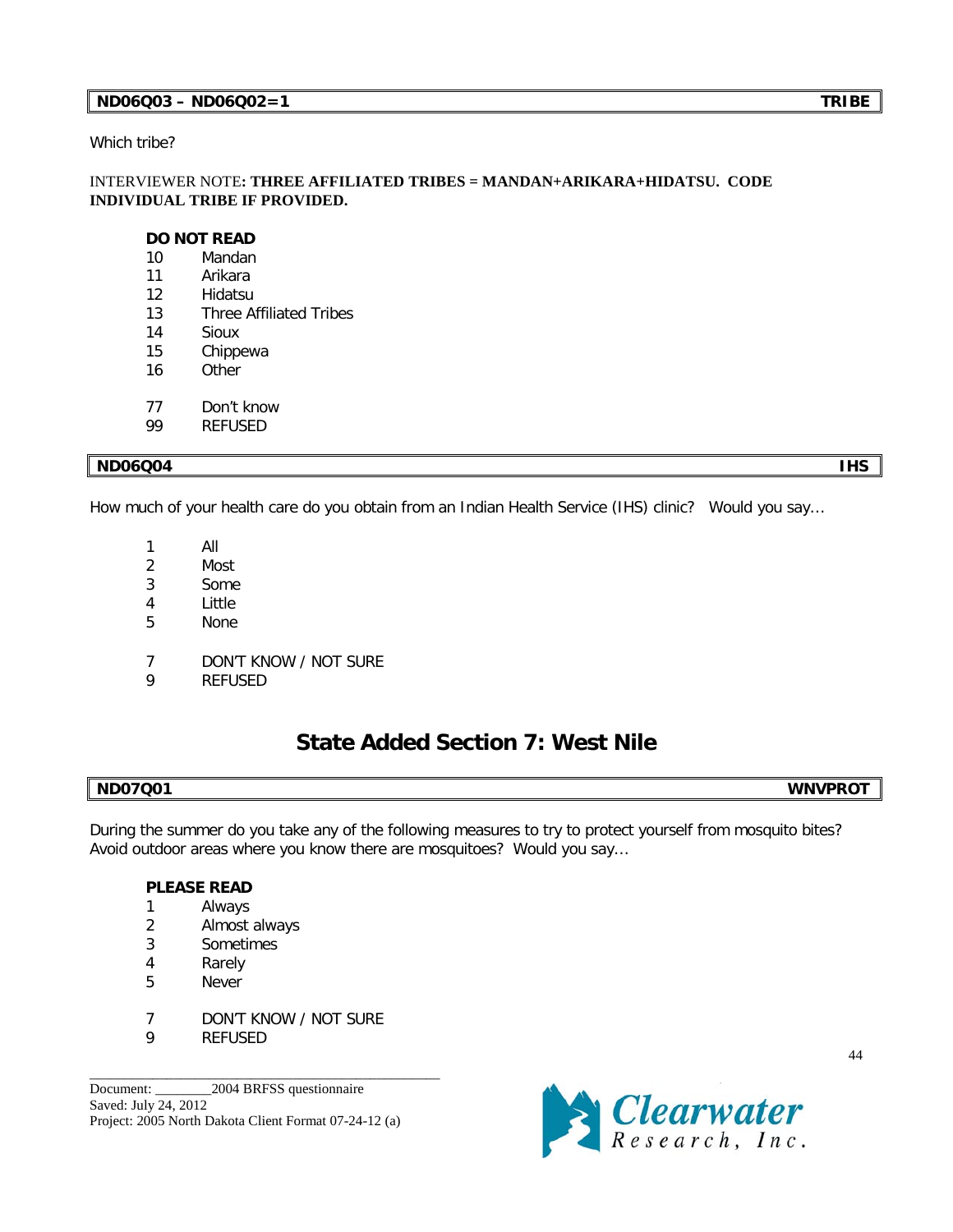**ND06Q03 – ND06Q02=1** **TRIBE**

Which tribe?

INTERVIEWER NOTE**: THREE AFFILIATED TRIBES = MANDAN+ARIKARA+HIDATSU. CODE INDIVIDUAL TRIBE IF PROVIDED.**

**DO NOT READ**

10 Mandan
11 Arikara
12 Hidatsu
13 Three Affiliated Tribes
14 Sioux
15 Chippewa
16 Other

77 Don't know
99 REFUSED

**ND06Q04** **IHS**

How much of your health care do you obtain from an Indian Health Service (IHS) clinic? Would you say...

1 All
2 Most
3 Some
4 Little
5 None

7 DON'T KNOW / NOT SURE
9 REFUSED

## State Added Section 7: West Nile

**ND07Q01** **WNVPROT**

During the summer do you take any of the following measures to try to protect yourself from mosquito bites? Avoid outdoor areas where you know there are mosquitoes? Would you say...

**PLEASE READ**

1 Always
2 Almost always
3 Sometimes
4 Rarely
5 Never

7 DON'T KNOW / NOT SURE
9 REFUSED

Document: ________2004 BRFSS questionnaire
Saved: July 24, 2012
Project: 2005 North Dakota Client Format 07-24-12 (a)

Clearwater Research, Inc.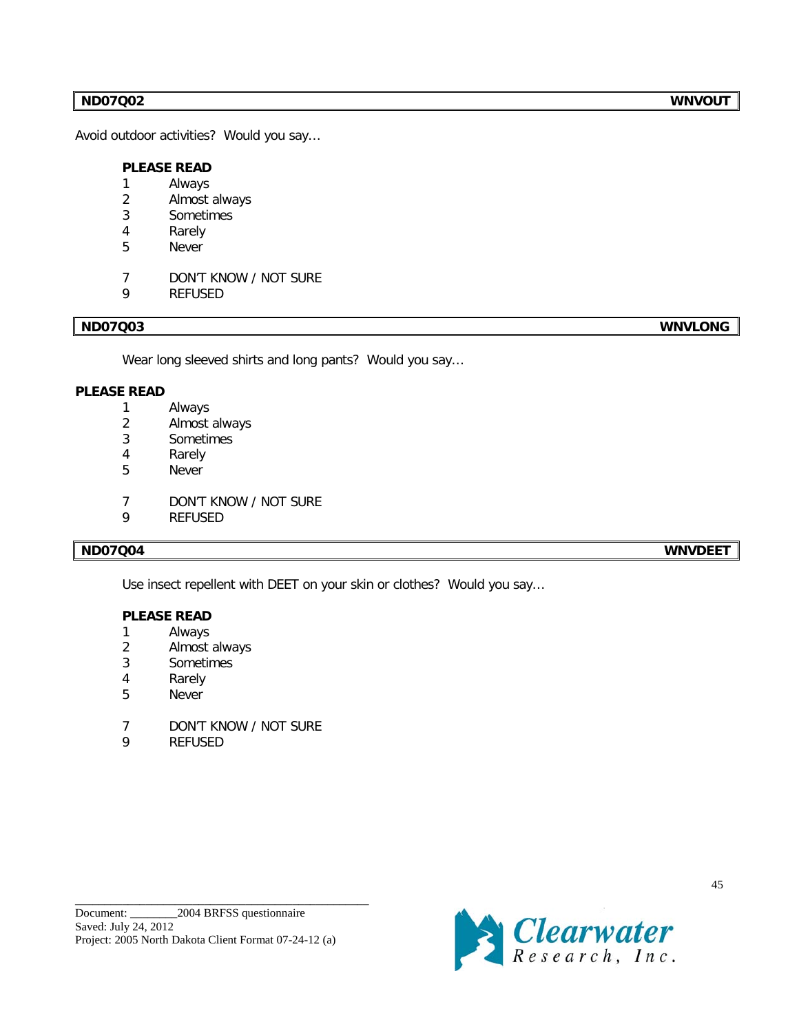| ND07Q02 | WNVOUT |
|---|---|

Avoid outdoor activities? Would you say…

**PLEASE READ**

1 Always
2 Almost always
3 Sometimes
4 Rarely
5 Never

7 DON'T KNOW / NOT SURE
9 REFUSED

| ND07Q03 | WNVLONG |
|---|---|

Wear long sleeved shirts and long pants? Would you say…

**PLEASE READ**

1 Always
2 Almost always
3 Sometimes
4 Rarely
5 Never

7 DON'T KNOW / NOT SURE
9 REFUSED

| ND07Q04 | WNVDEET |
|---|---|

Use insect repellent with DEET on your skin or clothes? Would you say…

**PLEASE READ**

1 Always
2 Almost always
3 Sometimes
4 Rarely
5 Never

7 DON'T KNOW / NOT SURE
9 REFUSED

Document: ________2004 BRFSS questionnaire
Saved: July 24, 2012
Project: 2005 North Dakota Client Format 07-24-12 (a)

Clearwater Research, Inc.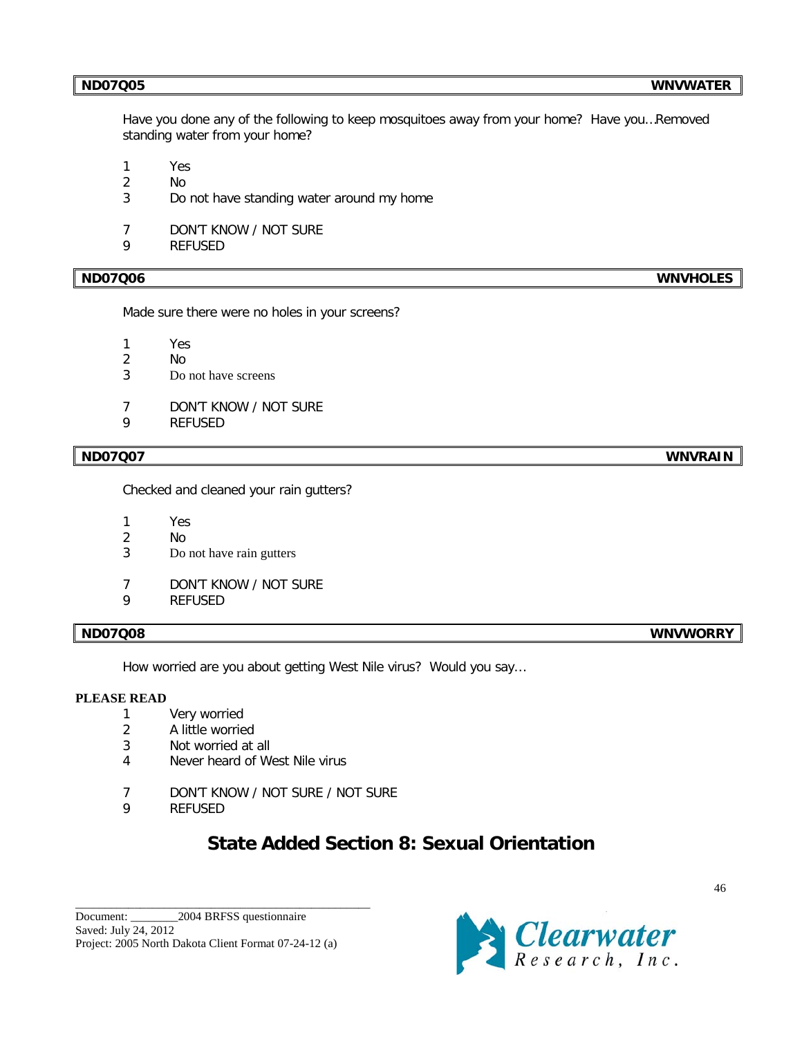| ND07Q05 | WNVWATER |
|---|---|

Have you done any of the following to keep mosquitoes away from your home? Have you…Removed standing water from your home?

1 Yes
2 No
3 Do not have standing water around my home

7 DON'T KNOW / NOT SURE
9 REFUSED

| ND07Q06 | WNVHOLES |
|---|---|

Made sure there were no holes in your screens?

1 Yes
2 No
3 Do not have screens

7 DON'T KNOW / NOT SURE
9 REFUSED

| ND07Q07 | WNVRAIN |
|---|---|

Checked and cleaned your rain gutters?

1 Yes
2 No
3 Do not have rain gutters

7 DON'T KNOW / NOT SURE
9 REFUSED

| ND07Q08 | WNVWORRY |
|---|---|

How worried are you about getting West Nile virus? Would you say…

**PLEASE READ**

1 Very worried
2 A little worried
3 Not worried at all
4 Never heard of West Nile virus

7 DON'T KNOW / NOT SURE / NOT SURE
9 REFUSED

## State Added Section 8: Sexual Orientation

Document: \_\_\_\_\_\_\_\_2004 BRFSS questionnaire
Saved: July 24, 2012
Project: 2005 North Dakota Client Format 07-24-12 (a)

Clearwater Research, Inc.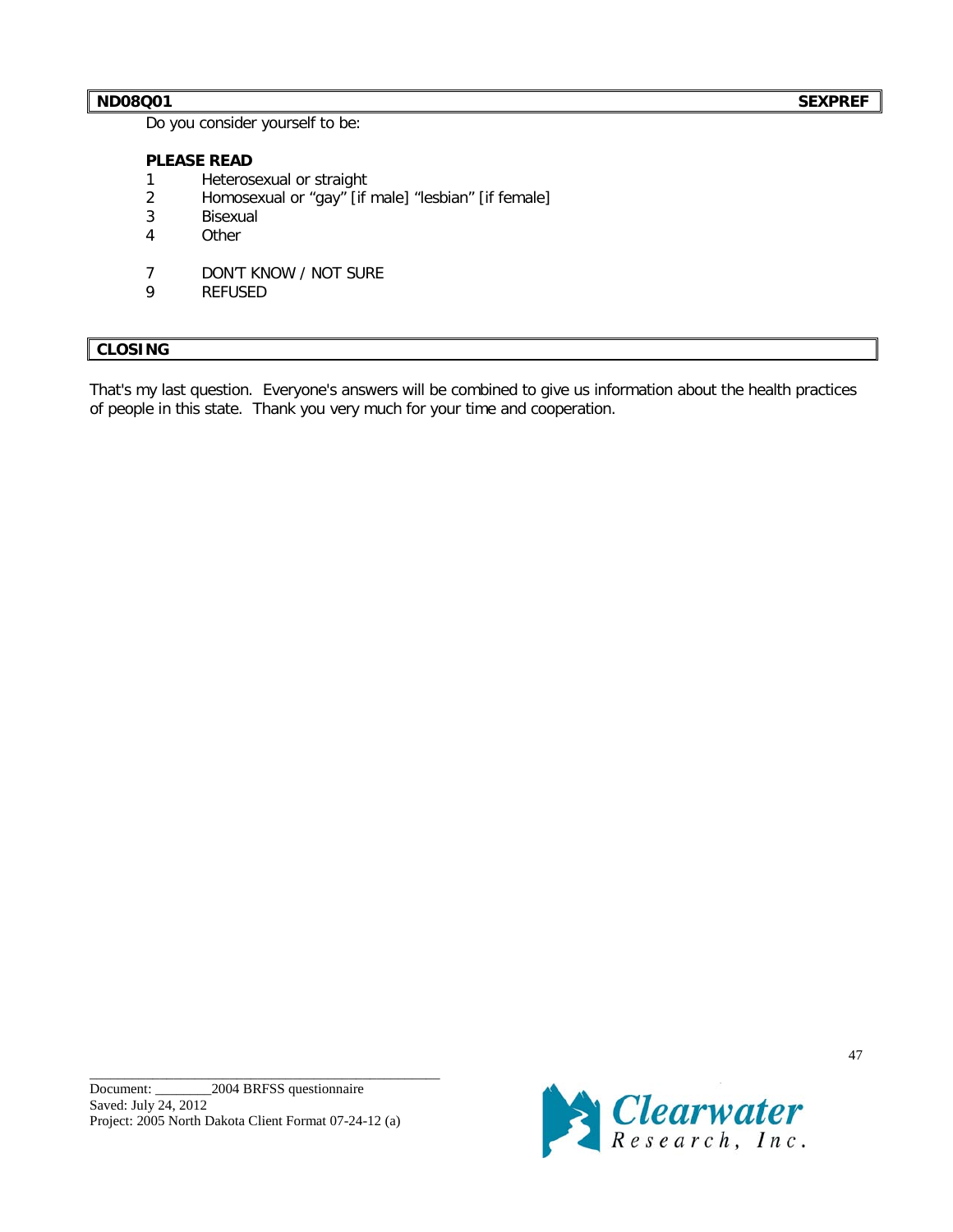| **ND08Q01** | **SEXPREF** |
|---|---|

Do you consider yourself to be:

**PLEASE READ**

1 Heterosexual or straight
2 Homosexual or "gay" [if male] "lesbian" [if female]
3 Bisexual
4 Other

7 DON'T KNOW / NOT SURE
9 REFUSED

| **CLOSING** |
|---|

That's my last question. Everyone's answers will be combined to give us information about the health practices of people in this state. Thank you very much for your time and cooperation.

Document: ________2004 BRFSS questionnaire
Saved: July 24, 2012
Project: 2005 North Dakota Client Format 07-24-12 (a)

Clearwater Research, Inc.